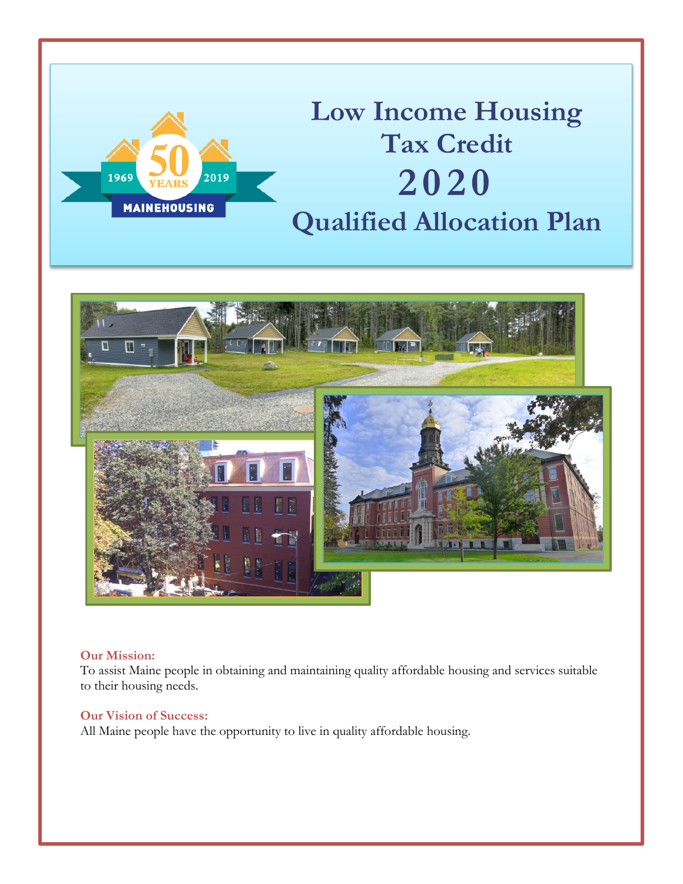# Low Income Housing Tax Credit 2020 Qualified Allocation Plan

**Our Mission:**
To assist Maine people in obtaining and maintaining quality affordable housing and services suitable to their housing needs.

**Our Vision of Success:**
All Maine people have the opportunity to live in quality affordable housing.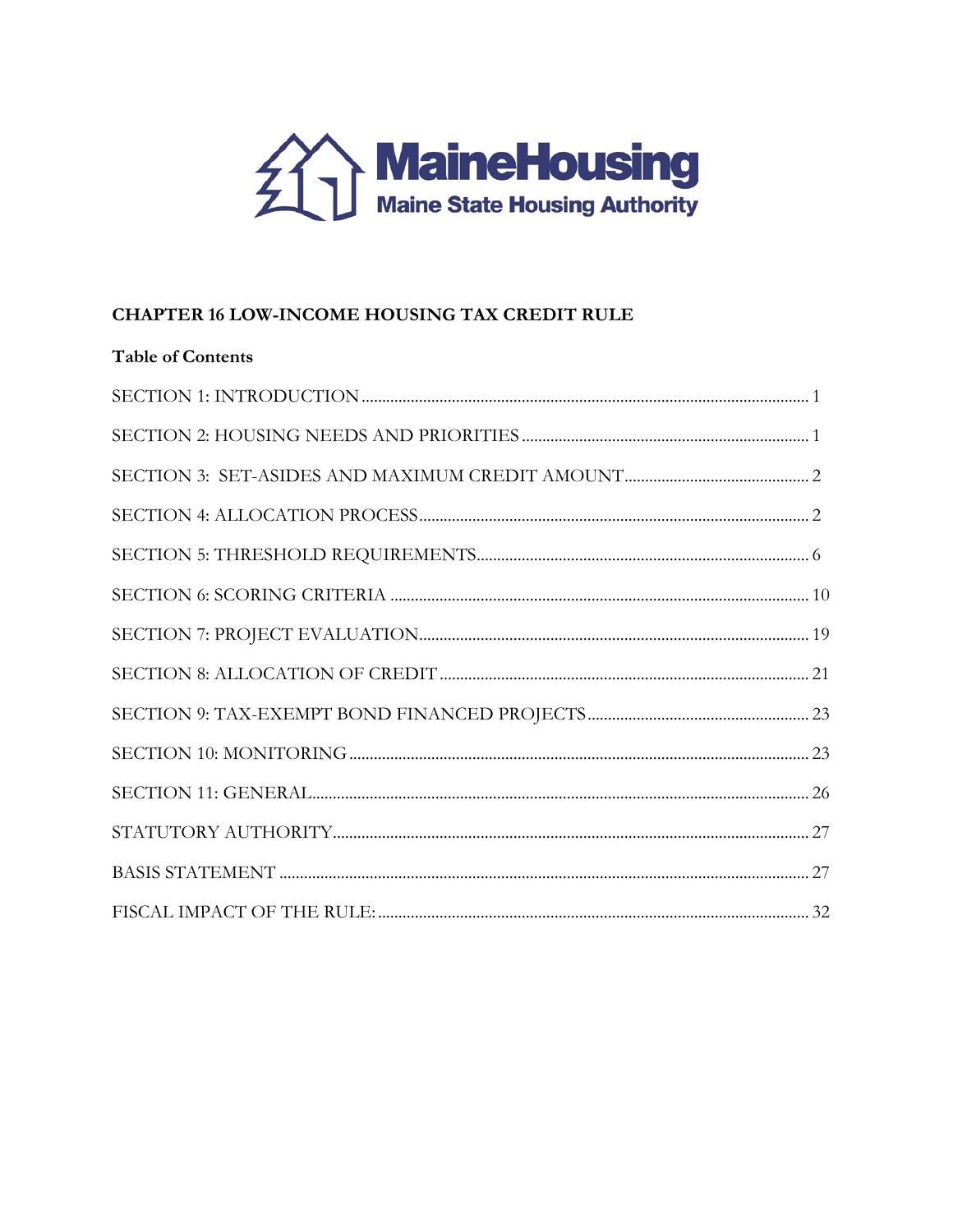MaineHousing
Maine State Housing Authority

## CHAPTER 16 LOW-INCOME HOUSING TAX CREDIT RULE

**Table of Contents**

SECTION 1: INTRODUCTION ........................................ 1

SECTION 2: HOUSING NEEDS AND PRIORITIES ........................................ 1

SECTION 3: SET-ASIDES AND MAXIMUM CREDIT AMOUNT ........................................ 2

SECTION 4: ALLOCATION PROCESS ........................................ 2

SECTION 5: THRESHOLD REQUIREMENTS ........................................ 6

SECTION 6: SCORING CRITERIA ........................................ 10

SECTION 7: PROJECT EVALUATION ........................................ 19

SECTION 8: ALLOCATION OF CREDIT ........................................ 21

SECTION 9: TAX-EXEMPT BOND FINANCED PROJECTS ........................................ 23

SECTION 10: MONITORING ........................................ 23

SECTION 11: GENERAL ........................................ 26

STATUTORY AUTHORITY ........................................ 27

BASIS STATEMENT ........................................ 27

FISCAL IMPACT OF THE RULE: ........................................ 32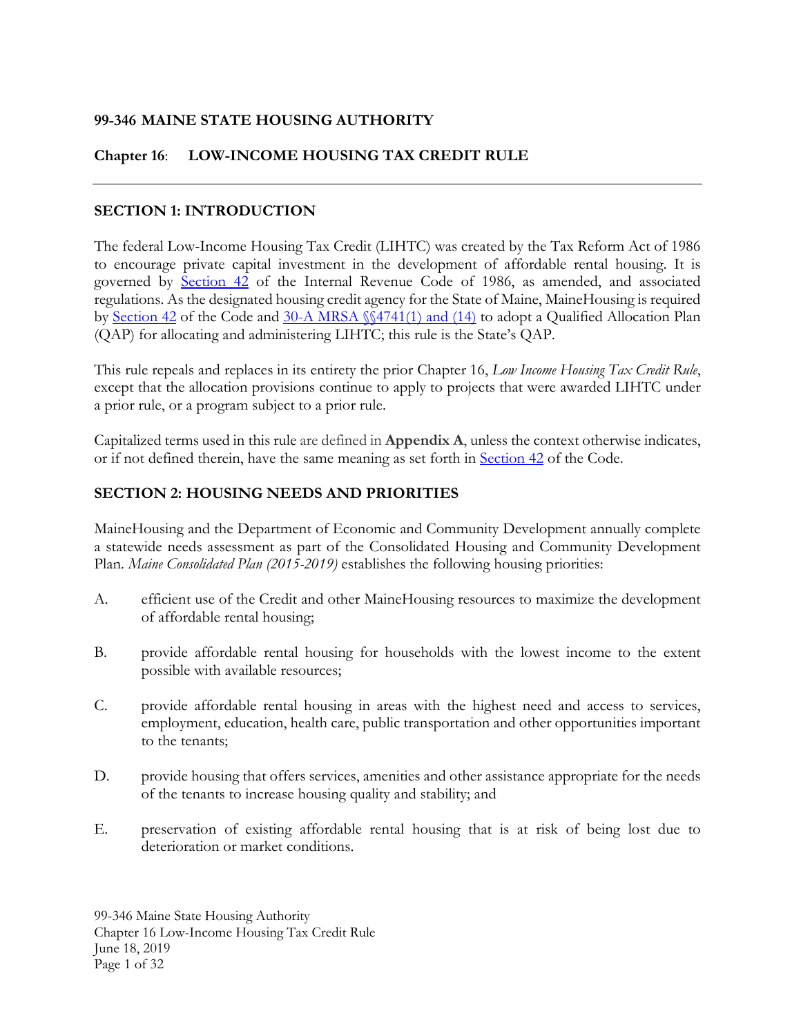**99-346 MAINE STATE HOUSING AUTHORITY**

**Chapter 16**: **LOW-INCOME HOUSING TAX CREDIT RULE**

---

## SECTION 1: INTRODUCTION

The federal Low-Income Housing Tax Credit (LIHTC) was created by the Tax Reform Act of 1986 to encourage private capital investment in the development of affordable rental housing. It is governed by Section 42 of the Internal Revenue Code of 1986, as amended, and associated regulations. As the designated housing credit agency for the State of Maine, MaineHousing is required by Section 42 of the Code and 30-A MRSA §§4741(1) and (14) to adopt a Qualified Allocation Plan (QAP) for allocating and administering LIHTC; this rule is the State's QAP.

This rule repeals and replaces in its entirety the prior Chapter 16, *Low Income Housing Tax Credit Rule*, except that the allocation provisions continue to apply to projects that were awarded LIHTC under a prior rule, or a program subject to a prior rule.

Capitalized terms used in this rule are defined in **Appendix A**, unless the context otherwise indicates, or if not defined therein, have the same meaning as set forth in Section 42 of the Code.

## SECTION 2: HOUSING NEEDS AND PRIORITIES

MaineHousing and the Department of Economic and Community Development annually complete a statewide needs assessment as part of the Consolidated Housing and Community Development Plan. *Maine Consolidated Plan (2015-2019)* establishes the following housing priorities:

A. efficient use of the Credit and other MaineHousing resources to maximize the development of affordable rental housing;

B. provide affordable rental housing for households with the lowest income to the extent possible with available resources;

C. provide affordable rental housing in areas with the highest need and access to services, employment, education, health care, public transportation and other opportunities important to the tenants;

D. provide housing that offers services, amenities and other assistance appropriate for the needs of the tenants to increase housing quality and stability; and

E. preservation of existing affordable rental housing that is at risk of being lost due to deterioration or market conditions.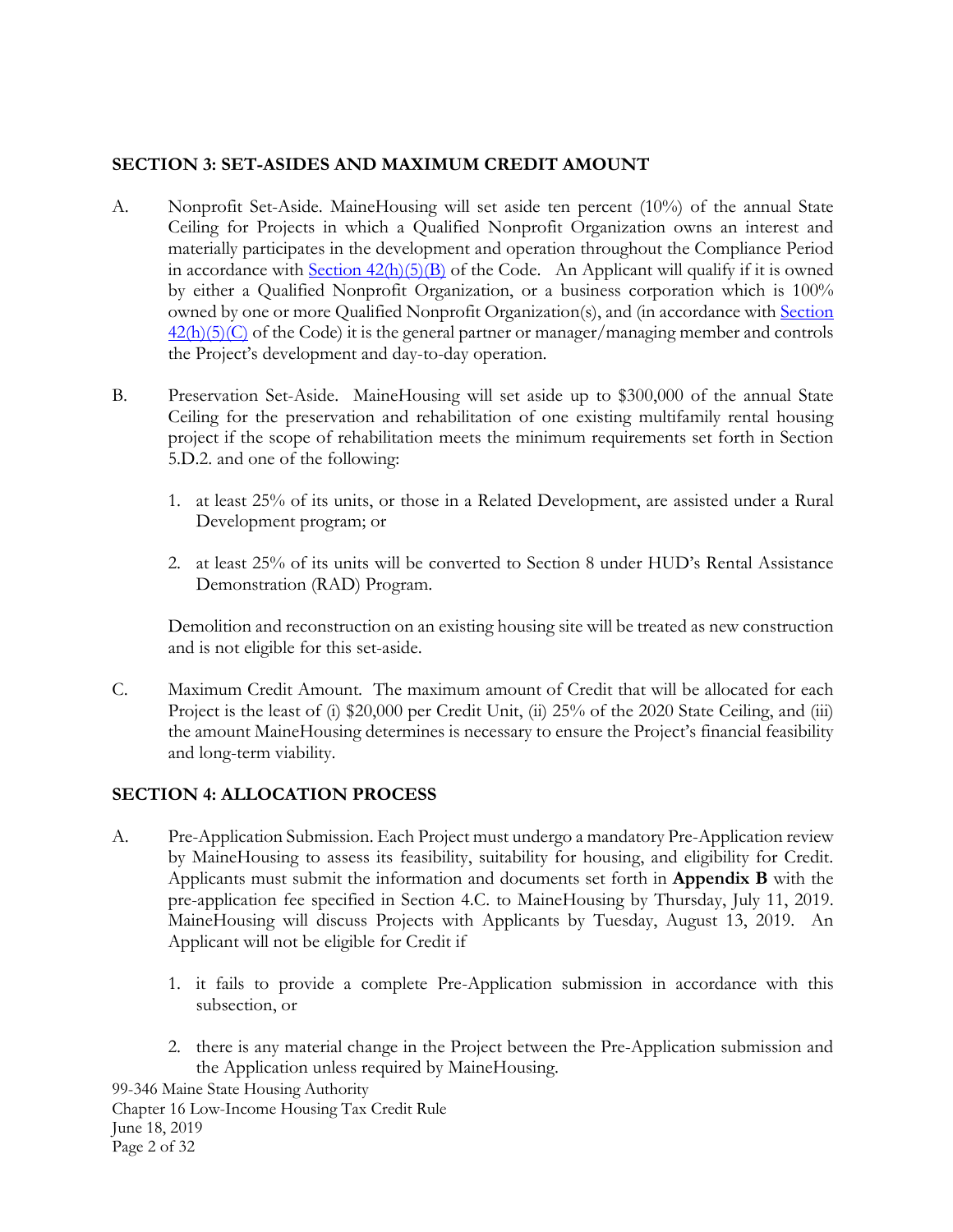## SECTION 3: SET-ASIDES AND MAXIMUM CREDIT AMOUNT

A. Nonprofit Set-Aside. MaineHousing will set aside ten percent (10%) of the annual State Ceiling for Projects in which a Qualified Nonprofit Organization owns an interest and materially participates in the development and operation throughout the Compliance Period in accordance with Section 42(h)(5)(B) of the Code. An Applicant will qualify if it is owned by either a Qualified Nonprofit Organization, or a business corporation which is 100% owned by one or more Qualified Nonprofit Organization(s), and (in accordance with Section 42(h)(5)(C) of the Code) it is the general partner or manager/managing member and controls the Project's development and day-to-day operation.

B. Preservation Set-Aside. MaineHousing will set aside up to $300,000 of the annual State Ceiling for the preservation and rehabilitation of one existing multifamily rental housing project if the scope of rehabilitation meets the minimum requirements set forth in Section 5.D.2. and one of the following:

   1. at least 25% of its units, or those in a Related Development, are assisted under a Rural Development program; or

   2. at least 25% of its units will be converted to Section 8 under HUD's Rental Assistance Demonstration (RAD) Program.

   Demolition and reconstruction on an existing housing site will be treated as new construction and is not eligible for this set-aside.

C. Maximum Credit Amount. The maximum amount of Credit that will be allocated for each Project is the least of (i) $20,000 per Credit Unit, (ii) 25% of the 2020 State Ceiling, and (iii) the amount MaineHousing determines is necessary to ensure the Project's financial feasibility and long-term viability.

## SECTION 4: ALLOCATION PROCESS

A. Pre-Application Submission. Each Project must undergo a mandatory Pre-Application review by MaineHousing to assess its feasibility, suitability for housing, and eligibility for Credit. Applicants must submit the information and documents set forth in **Appendix B** with the pre-application fee specified in Section 4.C. to MaineHousing by Thursday, July 11, 2019. MaineHousing will discuss Projects with Applicants by Tuesday, August 13, 2019. An Applicant will not be eligible for Credit if

   1. it fails to provide a complete Pre-Application submission in accordance with this subsection, or

   2. there is any material change in the Project between the Pre-Application submission and the Application unless required by MaineHousing.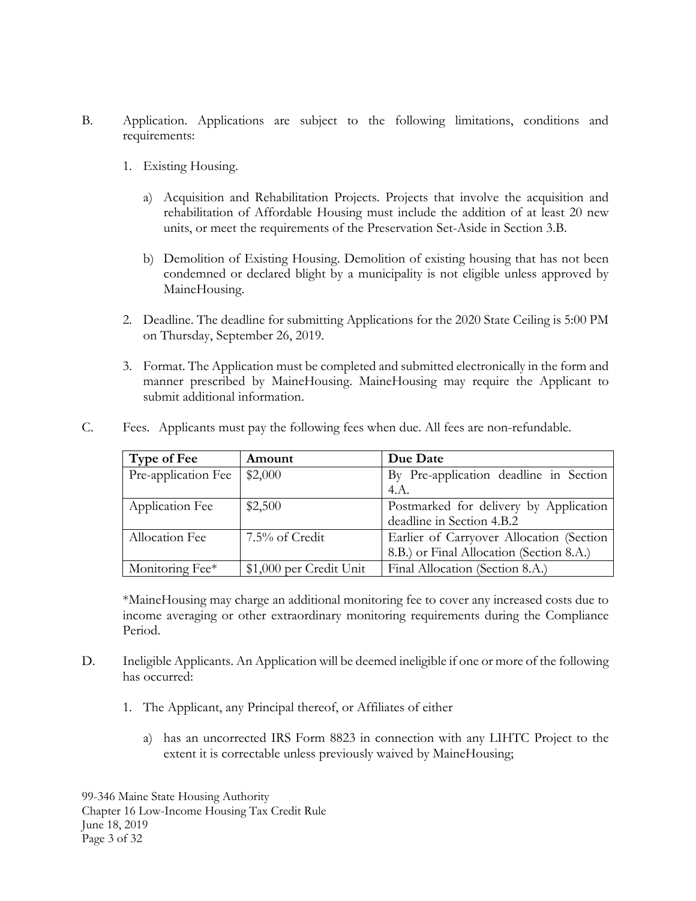B. Application. Applications are subject to the following limitations, conditions and requirements:

1. Existing Housing.

   a) Acquisition and Rehabilitation Projects. Projects that involve the acquisition and rehabilitation of Affordable Housing must include the addition of at least 20 new units, or meet the requirements of the Preservation Set-Aside in Section 3.B.

   b) Demolition of Existing Housing. Demolition of existing housing that has not been condemned or declared blight by a municipality is not eligible unless approved by MaineHousing.

2. Deadline. The deadline for submitting Applications for the 2020 State Ceiling is 5:00 PM on Thursday, September 26, 2019.

3. Format. The Application must be completed and submitted electronically in the form and manner prescribed by MaineHousing. MaineHousing may require the Applicant to submit additional information.

C. Fees. Applicants must pay the following fees when due. All fees are non-refundable.

| Type of Fee | Amount | Due Date |
|---|---|---|
| Pre-application Fee | $2,000 | By Pre-application deadline in Section 4.A. |
| Application Fee | $2,500 | Postmarked for delivery by Application deadline in Section 4.B.2 |
| Allocation Fee | 7.5% of Credit | Earlier of Carryover Allocation (Section 8.B.) or Final Allocation (Section 8.A.) |
| Monitoring Fee* | $1,000 per Credit Unit | Final Allocation (Section 8.A.) |

*MaineHousing may charge an additional monitoring fee to cover any increased costs due to income averaging or other extraordinary monitoring requirements during the Compliance Period.

D. Ineligible Applicants. An Application will be deemed ineligible if one or more of the following has occurred:

1. The Applicant, any Principal thereof, or Affiliates of either

   a) has an uncorrected IRS Form 8823 in connection with any LIHTC Project to the extent it is correctable unless previously waived by MaineHousing;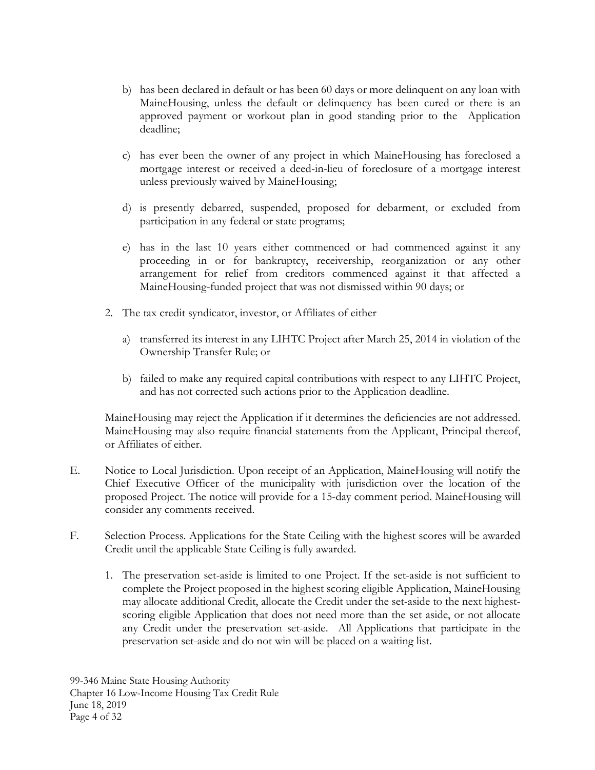b) has been declared in default or has been 60 days or more delinquent on any loan with MaineHousing, unless the default or delinquency has been cured or there is an approved payment or workout plan in good standing prior to the Application deadline;

c) has ever been the owner of any project in which MaineHousing has foreclosed a mortgage interest or received a deed-in-lieu of foreclosure of a mortgage interest unless previously waived by MaineHousing;

d) is presently debarred, suspended, proposed for debarment, or excluded from participation in any federal or state programs;

e) has in the last 10 years either commenced or had commenced against it any proceeding in or for bankruptcy, receivership, reorganization or any other arrangement for relief from creditors commenced against it that affected a MaineHousing-funded project that was not dismissed within 90 days; or

2. The tax credit syndicator, investor, or Affiliates of either

   a) transferred its interest in any LIHTC Project after March 25, 2014 in violation of the Ownership Transfer Rule; or

   b) failed to make any required capital contributions with respect to any LIHTC Project, and has not corrected such actions prior to the Application deadline.

MaineHousing may reject the Application if it determines the deficiencies are not addressed. MaineHousing may also require financial statements from the Applicant, Principal thereof, or Affiliates of either.

E. Notice to Local Jurisdiction. Upon receipt of an Application, MaineHousing will notify the Chief Executive Officer of the municipality with jurisdiction over the location of the proposed Project. The notice will provide for a 15-day comment period. MaineHousing will consider any comments received.

F. Selection Process. Applications for the State Ceiling with the highest scores will be awarded Credit until the applicable State Ceiling is fully awarded.

1. The preservation set-aside is limited to one Project. If the set-aside is not sufficient to complete the Project proposed in the highest scoring eligible Application, MaineHousing may allocate additional Credit, allocate the Credit under the set-aside to the next highest-scoring eligible Application that does not need more than the set aside, or not allocate any Credit under the preservation set-aside. All Applications that participate in the preservation set-aside and do not win will be placed on a waiting list.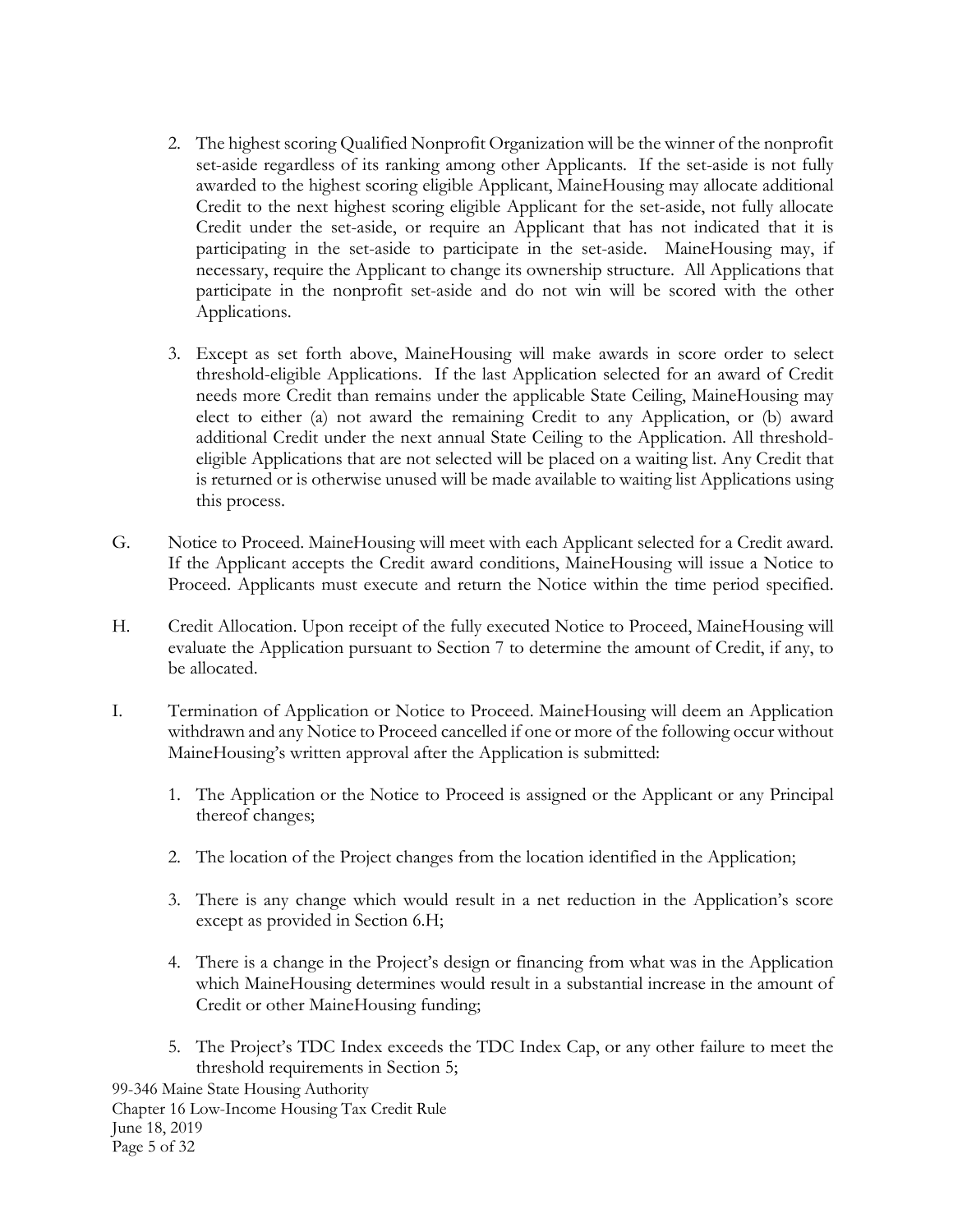2. The highest scoring Qualified Nonprofit Organization will be the winner of the nonprofit set-aside regardless of its ranking among other Applicants. If the set-aside is not fully awarded to the highest scoring eligible Applicant, MaineHousing may allocate additional Credit to the next highest scoring eligible Applicant for the set-aside, not fully allocate Credit under the set-aside, or require an Applicant that has not indicated that it is participating in the set-aside to participate in the set-aside. MaineHousing may, if necessary, require the Applicant to change its ownership structure. All Applications that participate in the nonprofit set-aside and do not win will be scored with the other Applications.

3. Except as set forth above, MaineHousing will make awards in score order to select threshold-eligible Applications. If the last Application selected for an award of Credit needs more Credit than remains under the applicable State Ceiling, MaineHousing may elect to either (a) not award the remaining Credit to any Application, or (b) award additional Credit under the next annual State Ceiling to the Application. All threshold-eligible Applications that are not selected will be placed on a waiting list. Any Credit that is returned or is otherwise unused will be made available to waiting list Applications using this process.

G. Notice to Proceed. MaineHousing will meet with each Applicant selected for a Credit award. If the Applicant accepts the Credit award conditions, MaineHousing will issue a Notice to Proceed. Applicants must execute and return the Notice within the time period specified.

H. Credit Allocation. Upon receipt of the fully executed Notice to Proceed, MaineHousing will evaluate the Application pursuant to Section 7 to determine the amount of Credit, if any, to be allocated.

I. Termination of Application or Notice to Proceed. MaineHousing will deem an Application withdrawn and any Notice to Proceed cancelled if one or more of the following occur without MaineHousing's written approval after the Application is submitted:

1. The Application or the Notice to Proceed is assigned or the Applicant or any Principal thereof changes;

2. The location of the Project changes from the location identified in the Application;

3. There is any change which would result in a net reduction in the Application's score except as provided in Section 6.H;

4. There is a change in the Project's design or financing from what was in the Application which MaineHousing determines would result in a substantial increase in the amount of Credit or other MaineHousing funding;

5. The Project's TDC Index exceeds the TDC Index Cap, or any other failure to meet the threshold requirements in Section 5;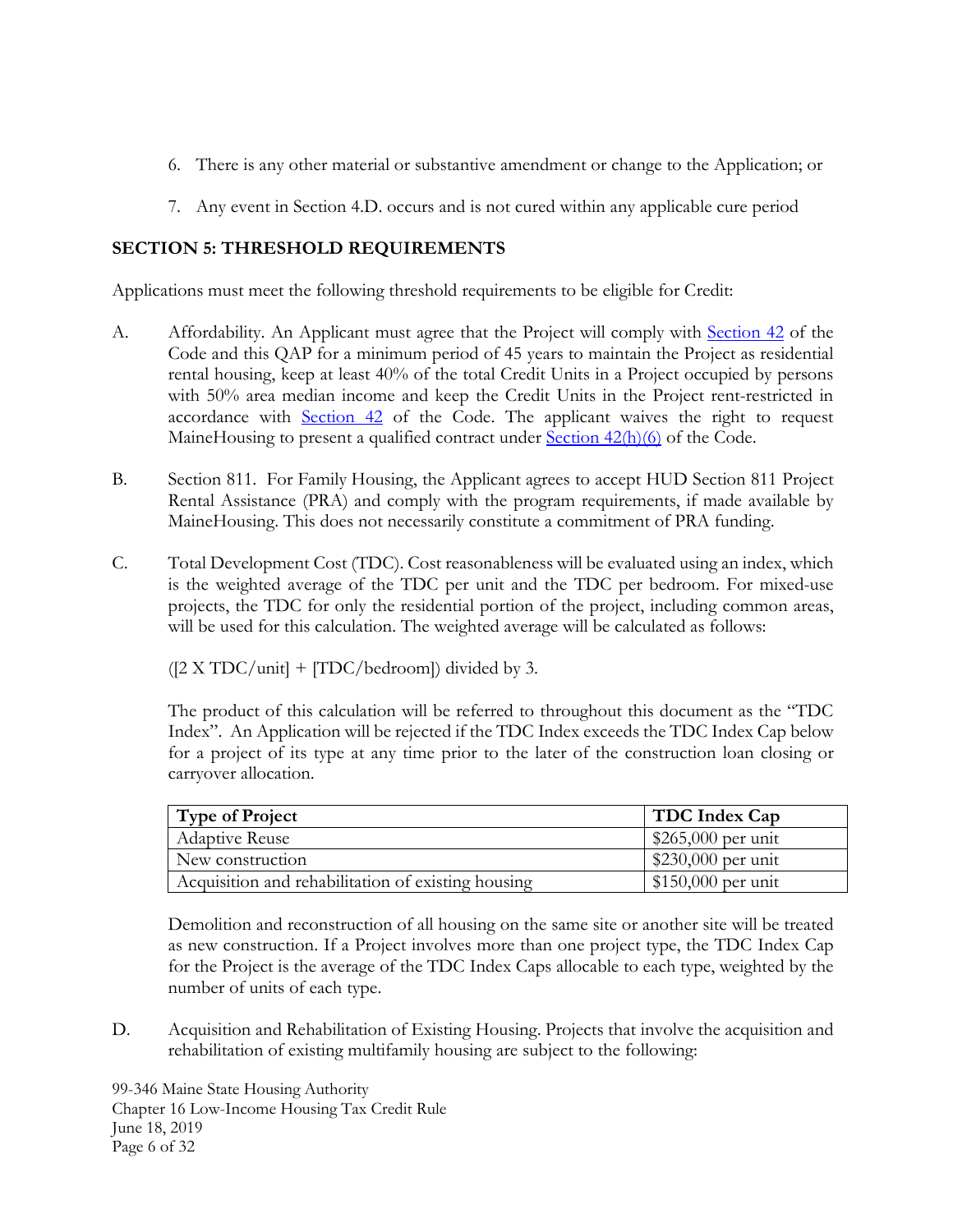6. There is any other material or substantive amendment or change to the Application; or

7. Any event in Section 4.D. occurs and is not cured within any applicable cure period

## SECTION 5: THRESHOLD REQUIREMENTS

Applications must meet the following threshold requirements to be eligible for Credit:

A. Affordability. An Applicant must agree that the Project will comply with Section 42 of the Code and this QAP for a minimum period of 45 years to maintain the Project as residential rental housing, keep at least 40% of the total Credit Units in a Project occupied by persons with 50% area median income and keep the Credit Units in the Project rent-restricted in accordance with Section 42 of the Code. The applicant waives the right to request MaineHousing to present a qualified contract under Section 42(h)(6) of the Code.

B. Section 811. For Family Housing, the Applicant agrees to accept HUD Section 811 Project Rental Assistance (PRA) and comply with the program requirements, if made available by MaineHousing. This does not necessarily constitute a commitment of PRA funding.

C. Total Development Cost (TDC). Cost reasonableness will be evaluated using an index, which is the weighted average of the TDC per unit and the TDC per bedroom. For mixed-use projects, the TDC for only the residential portion of the project, including common areas, will be used for this calculation. The weighted average will be calculated as follows:

   ([2 X TDC/unit] + [TDC/bedroom]) divided by 3.

   The product of this calculation will be referred to throughout this document as the "TDC Index". An Application will be rejected if the TDC Index exceeds the TDC Index Cap below for a project of its type at any time prior to the later of the construction loan closing or carryover allocation.

| Type of Project | TDC Index Cap |
|---|---|
| Adaptive Reuse | $265,000 per unit |
| New construction | $230,000 per unit |
| Acquisition and rehabilitation of existing housing | $150,000 per unit |

   Demolition and reconstruction of all housing on the same site or another site will be treated as new construction. If a Project involves more than one project type, the TDC Index Cap for the Project is the average of the TDC Index Caps allocable to each type, weighted by the number of units of each type.

D. Acquisition and Rehabilitation of Existing Housing. Projects that involve the acquisition and rehabilitation of existing multifamily housing are subject to the following: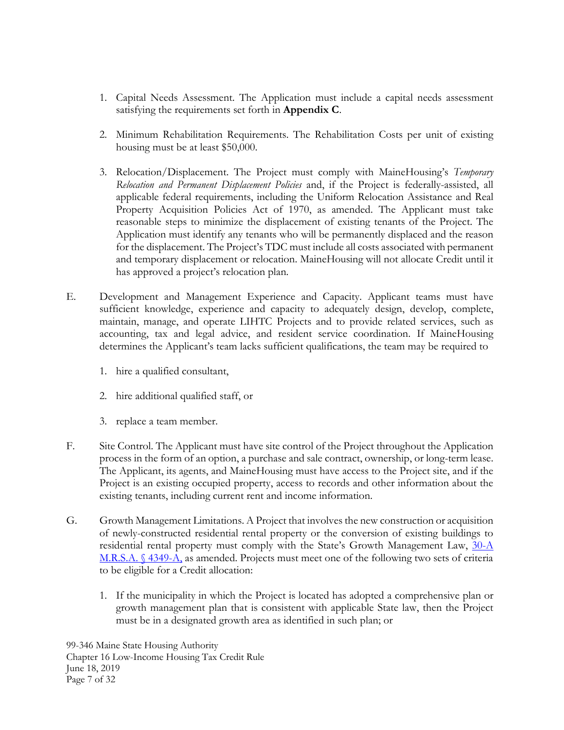1. Capital Needs Assessment. The Application must include a capital needs assessment satisfying the requirements set forth in **Appendix C**.

2. Minimum Rehabilitation Requirements. The Rehabilitation Costs per unit of existing housing must be at least $50,000.

3. Relocation/Displacement. The Project must comply with MaineHousing's *Temporary Relocation and Permanent Displacement Policies* and, if the Project is federally-assisted, all applicable federal requirements, including the Uniform Relocation Assistance and Real Property Acquisition Policies Act of 1970, as amended. The Applicant must take reasonable steps to minimize the displacement of existing tenants of the Project. The Application must identify any tenants who will be permanently displaced and the reason for the displacement. The Project's TDC must include all costs associated with permanent and temporary displacement or relocation. MaineHousing will not allocate Credit until it has approved a project's relocation plan.

E. Development and Management Experience and Capacity. Applicant teams must have sufficient knowledge, experience and capacity to adequately design, develop, complete, maintain, manage, and operate LIHTC Projects and to provide related services, such as accounting, tax and legal advice, and resident service coordination. If MaineHousing determines the Applicant's team lacks sufficient qualifications, the team may be required to

   1. hire a qualified consultant,

   2. hire additional qualified staff, or

   3. replace a team member.

F. Site Control. The Applicant must have site control of the Project throughout the Application process in the form of an option, a purchase and sale contract, ownership, or long-term lease. The Applicant, its agents, and MaineHousing must have access to the Project site, and if the Project is an existing occupied property, access to records and other information about the existing tenants, including current rent and income information.

G. Growth Management Limitations. A Project that involves the new construction or acquisition of newly-constructed residential rental property or the conversion of existing buildings to residential rental property must comply with the State's Growth Management Law, 30-A M.R.S.A. § 4349-A, as amended. Projects must meet one of the following two sets of criteria to be eligible for a Credit allocation:

   1. If the municipality in which the Project is located has adopted a comprehensive plan or growth management plan that is consistent with applicable State law, then the Project must be in a designated growth area as identified in such plan; or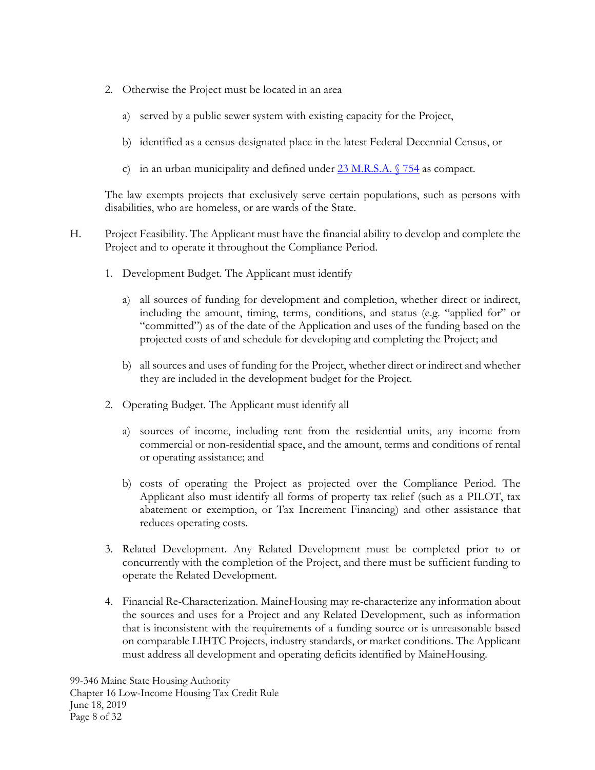2. Otherwise the Project must be located in an area

   a) served by a public sewer system with existing capacity for the Project,

   b) identified as a census-designated place in the latest Federal Decennial Census, or

   c) in an urban municipality and defined under [23 M.R.S.A. § 754] as compact.

   The law exempts projects that exclusively serve certain populations, such as persons with disabilities, who are homeless, or are wards of the State.

H. Project Feasibility. The Applicant must have the financial ability to develop and complete the Project and to operate it throughout the Compliance Period.

1. Development Budget. The Applicant must identify

   a) all sources of funding for development and completion, whether direct or indirect, including the amount, timing, terms, conditions, and status (e.g. "applied for" or "committed") as of the date of the Application and uses of the funding based on the projected costs of and schedule for developing and completing the Project; and

   b) all sources and uses of funding for the Project, whether direct or indirect and whether they are included in the development budget for the Project.

2. Operating Budget. The Applicant must identify all

   a) sources of income, including rent from the residential units, any income from commercial or non-residential space, and the amount, terms and conditions of rental or operating assistance; and

   b) costs of operating the Project as projected over the Compliance Period. The Applicant also must identify all forms of property tax relief (such as a PILOT, tax abatement or exemption, or Tax Increment Financing) and other assistance that reduces operating costs.

3. Related Development. Any Related Development must be completed prior to or concurrently with the completion of the Project, and there must be sufficient funding to operate the Related Development.

4. Financial Re-Characterization. MaineHousing may re-characterize any information about the sources and uses for a Project and any Related Development, such as information that is inconsistent with the requirements of a funding source or is unreasonable based on comparable LIHTC Projects, industry standards, or market conditions. The Applicant must address all development and operating deficits identified by MaineHousing.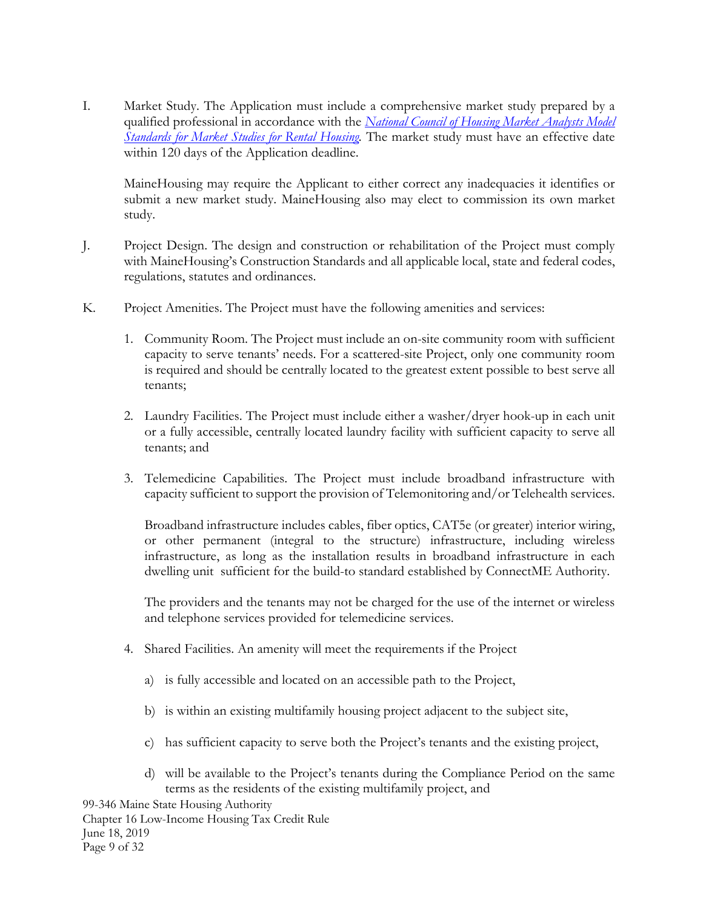I. Market Study. The Application must include a comprehensive market study prepared by a qualified professional in accordance with the *National Council of Housing Market Analysts Model Standards for Market Studies for Rental Housing*. The market study must have an effective date within 120 days of the Application deadline.

MaineHousing may require the Applicant to either correct any inadequacies it identifies or submit a new market study. MaineHousing also may elect to commission its own market study.

J. Project Design. The design and construction or rehabilitation of the Project must comply with MaineHousing's Construction Standards and all applicable local, state and federal codes, regulations, statutes and ordinances.

K. Project Amenities. The Project must have the following amenities and services:

1. Community Room. The Project must include an on-site community room with sufficient capacity to serve tenants' needs. For a scattered-site Project, only one community room is required and should be centrally located to the greatest extent possible to best serve all tenants;

2. Laundry Facilities. The Project must include either a washer/dryer hook-up in each unit or a fully accessible, centrally located laundry facility with sufficient capacity to serve all tenants; and

3. Telemedicine Capabilities. The Project must include broadband infrastructure with capacity sufficient to support the provision of Telemonitoring and/or Telehealth services.

   Broadband infrastructure includes cables, fiber optics, CAT5e (or greater) interior wiring, or other permanent (integral to the structure) infrastructure, including wireless infrastructure, as long as the installation results in broadband infrastructure in each dwelling unit sufficient for the build-to standard established by ConnectME Authority.

   The providers and the tenants may not be charged for the use of the internet or wireless and telephone services provided for telemedicine services.

4. Shared Facilities. An amenity will meet the requirements if the Project

   a) is fully accessible and located on an accessible path to the Project,

   b) is within an existing multifamily housing project adjacent to the subject site,

   c) has sufficient capacity to serve both the Project's tenants and the existing project,

   d) will be available to the Project's tenants during the Compliance Period on the same terms as the residents of the existing multifamily project, and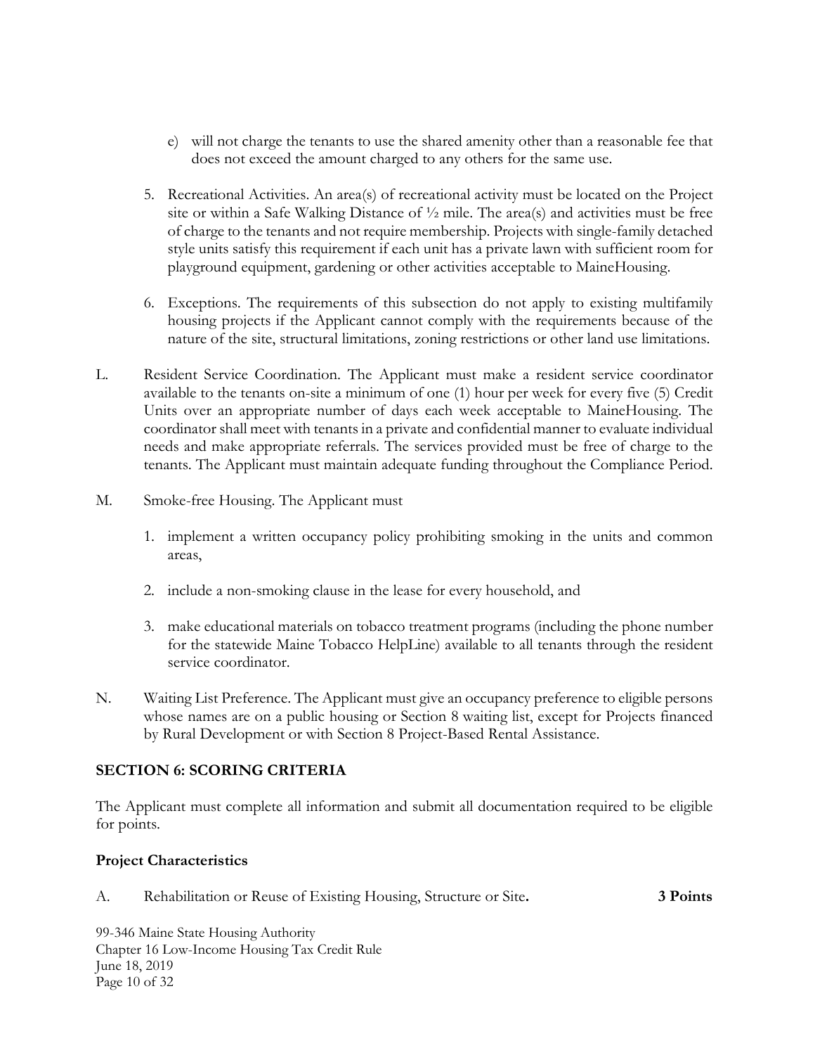e) will not charge the tenants to use the shared amenity other than a reasonable fee that does not exceed the amount charged to any others for the same use.

5. Recreational Activities. An area(s) of recreational activity must be located on the Project site or within a Safe Walking Distance of ½ mile. The area(s) and activities must be free of charge to the tenants and not require membership. Projects with single-family detached style units satisfy this requirement if each unit has a private lawn with sufficient room for playground equipment, gardening or other activities acceptable to MaineHousing.

6. Exceptions. The requirements of this subsection do not apply to existing multifamily housing projects if the Applicant cannot comply with the requirements because of the nature of the site, structural limitations, zoning restrictions or other land use limitations.

L. Resident Service Coordination. The Applicant must make a resident service coordinator available to the tenants on-site a minimum of one (1) hour per week for every five (5) Credit Units over an appropriate number of days each week acceptable to MaineHousing. The coordinator shall meet with tenants in a private and confidential manner to evaluate individual needs and make appropriate referrals. The services provided must be free of charge to the tenants. The Applicant must maintain adequate funding throughout the Compliance Period.

M. Smoke-free Housing. The Applicant must

1. implement a written occupancy policy prohibiting smoking in the units and common areas,

2. include a non-smoking clause in the lease for every household, and

3. make educational materials on tobacco treatment programs (including the phone number for the statewide Maine Tobacco HelpLine) available to all tenants through the resident service coordinator.

N. Waiting List Preference. The Applicant must give an occupancy preference to eligible persons whose names are on a public housing or Section 8 waiting list, except for Projects financed by Rural Development or with Section 8 Project-Based Rental Assistance.

## SECTION 6: SCORING CRITERIA

The Applicant must complete all information and submit all documentation required to be eligible for points.

### Project Characteristics

A. Rehabilitation or Reuse of Existing Housing, Structure or Site. **3 Points**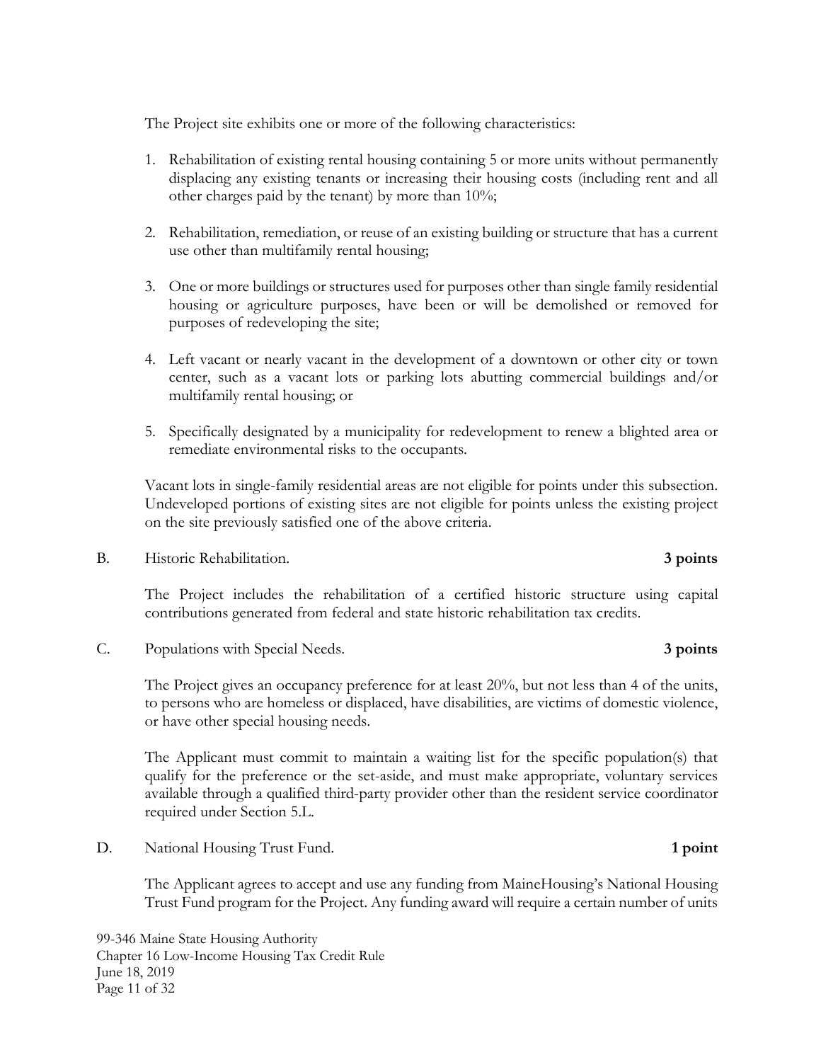The Project site exhibits one or more of the following characteristics:

1. Rehabilitation of existing rental housing containing 5 or more units without permanently displacing any existing tenants or increasing their housing costs (including rent and all other charges paid by the tenant) by more than 10%;

2. Rehabilitation, remediation, or reuse of an existing building or structure that has a current use other than multifamily rental housing;

3. One or more buildings or structures used for purposes other than single family residential housing or agriculture purposes, have been or will be demolished or removed for purposes of redeveloping the site;

4. Left vacant or nearly vacant in the development of a downtown or other city or town center, such as a vacant lots or parking lots abutting commercial buildings and/or multifamily rental housing; or

5. Specifically designated by a municipality for redevelopment to renew a blighted area or remediate environmental risks to the occupants.

Vacant lots in single-family residential areas are not eligible for points under this subsection. Undeveloped portions of existing sites are not eligible for points unless the existing project on the site previously satisfied one of the above criteria.

B. Historic Rehabilitation. **3 points**

The Project includes the rehabilitation of a certified historic structure using capital contributions generated from federal and state historic rehabilitation tax credits.

C. Populations with Special Needs. **3 points**

The Project gives an occupancy preference for at least 20%, but not less than 4 of the units, to persons who are homeless or displaced, have disabilities, are victims of domestic violence, or have other special housing needs.

The Applicant must commit to maintain a waiting list for the specific population(s) that qualify for the preference or the set-aside, and must make appropriate, voluntary services available through a qualified third-party provider other than the resident service coordinator required under Section 5.L.

D. National Housing Trust Fund. **1 point**

The Applicant agrees to accept and use any funding from MaineHousing's National Housing Trust Fund program for the Project. Any funding award will require a certain number of units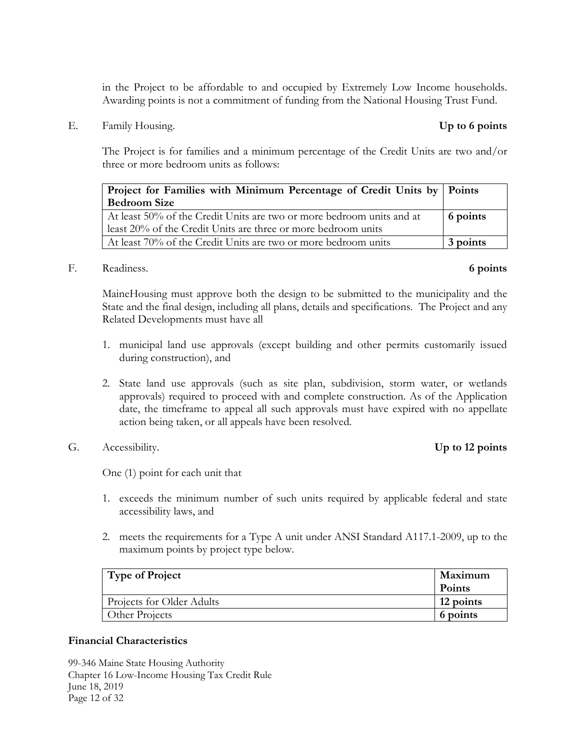in the Project to be affordable to and occupied by Extremely Low Income households. Awarding points is not a commitment of funding from the National Housing Trust Fund.

E. Family Housing. **Up to 6 points**

The Project is for families and a minimum percentage of the Credit Units are two and/or three or more bedroom units as follows:

| Project for Families with Minimum Percentage of Credit Units by Bedroom Size | Points |
|---|---|
| At least 50% of the Credit Units are two or more bedroom units and at least 20% of the Credit Units are three or more bedroom units | **6 points** |
| At least 70% of the Credit Units are two or more bedroom units | **3 points** |

F. Readiness. **6 points**

MaineHousing must approve both the design to be submitted to the municipality and the State and the final design, including all plans, details and specifications. The Project and any Related Developments must have all

1. municipal land use approvals (except building and other permits customarily issued during construction), and

2. State land use approvals (such as site plan, subdivision, storm water, or wetlands approvals) required to proceed with and complete construction. As of the Application date, the timeframe to appeal all such approvals must have expired with no appellate action being taken, or all appeals have been resolved.

G. Accessibility. **Up to 12 points**

One (1) point for each unit that

1. exceeds the minimum number of such units required by applicable federal and state accessibility laws, and

2. meets the requirements for a Type A unit under ANSI Standard A117.1-2009, up to the maximum points by project type below.

| Type of Project | Maximum Points |
|---|---|
| Projects for Older Adults | **12 points** |
| Other Projects | **6 points** |

**Financial Characteristics**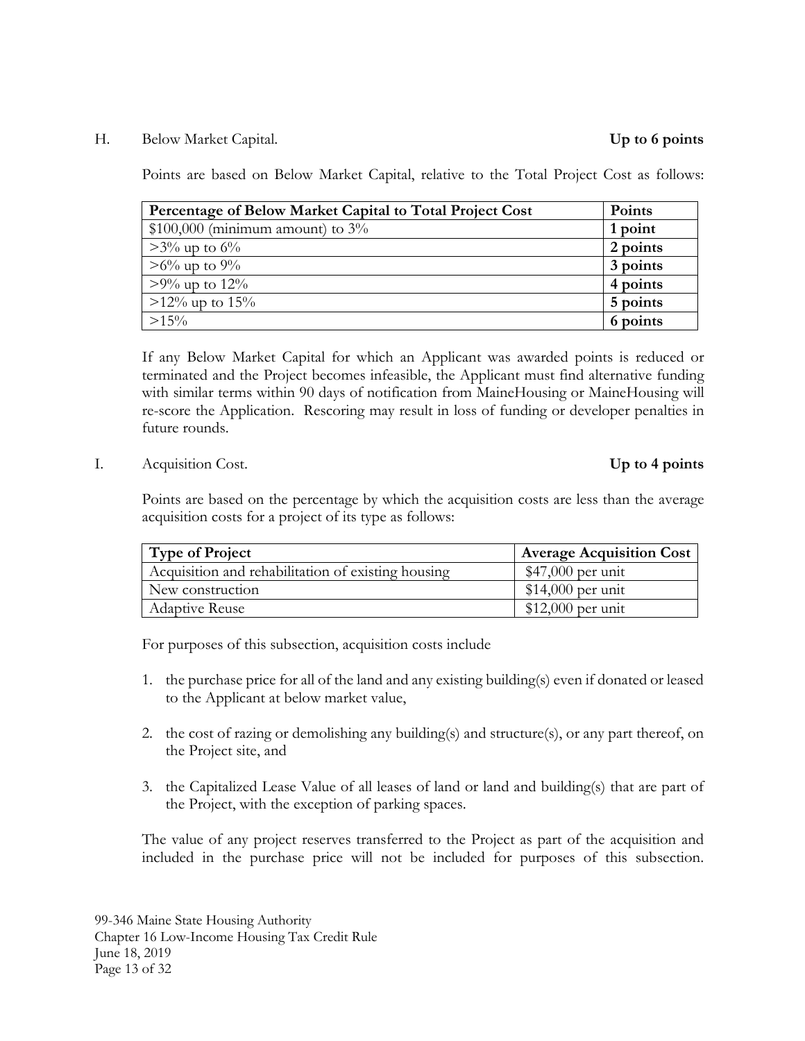H. Below Market Capital. **Up to 6 points**

Points are based on Below Market Capital, relative to the Total Project Cost as follows:

| **Percentage of Below Market Capital to Total Project Cost** | **Points** |
|---|---|
| $100,000 (minimum amount) to 3% | **1 point** |
| >3% up to 6% | **2 points** |
| >6% up to 9% | **3 points** |
| >9% up to 12% | **4 points** |
| >12% up to 15% | **5 points** |
| >15% | **6 points** |

If any Below Market Capital for which an Applicant was awarded points is reduced or terminated and the Project becomes infeasible, the Applicant must find alternative funding with similar terms within 90 days of notification from MaineHousing or MaineHousing will re-score the Application. Rescoring may result in loss of funding or developer penalties in future rounds.

I. Acquisition Cost. **Up to 4 points**

Points are based on the percentage by which the acquisition costs are less than the average acquisition costs for a project of its type as follows:

| **Type of Project** | **Average Acquisition Cost** |
|---|---|
| Acquisition and rehabilitation of existing housing | $47,000 per unit |
| New construction | $14,000 per unit |
| Adaptive Reuse | $12,000 per unit |

For purposes of this subsection, acquisition costs include

1. the purchase price for all of the land and any existing building(s) even if donated or leased to the Applicant at below market value,

2. the cost of razing or demolishing any building(s) and structure(s), or any part thereof, on the Project site, and

3. the Capitalized Lease Value of all leases of land or land and building(s) that are part of the Project, with the exception of parking spaces.

The value of any project reserves transferred to the Project as part of the acquisition and included in the purchase price will not be included for purposes of this subsection.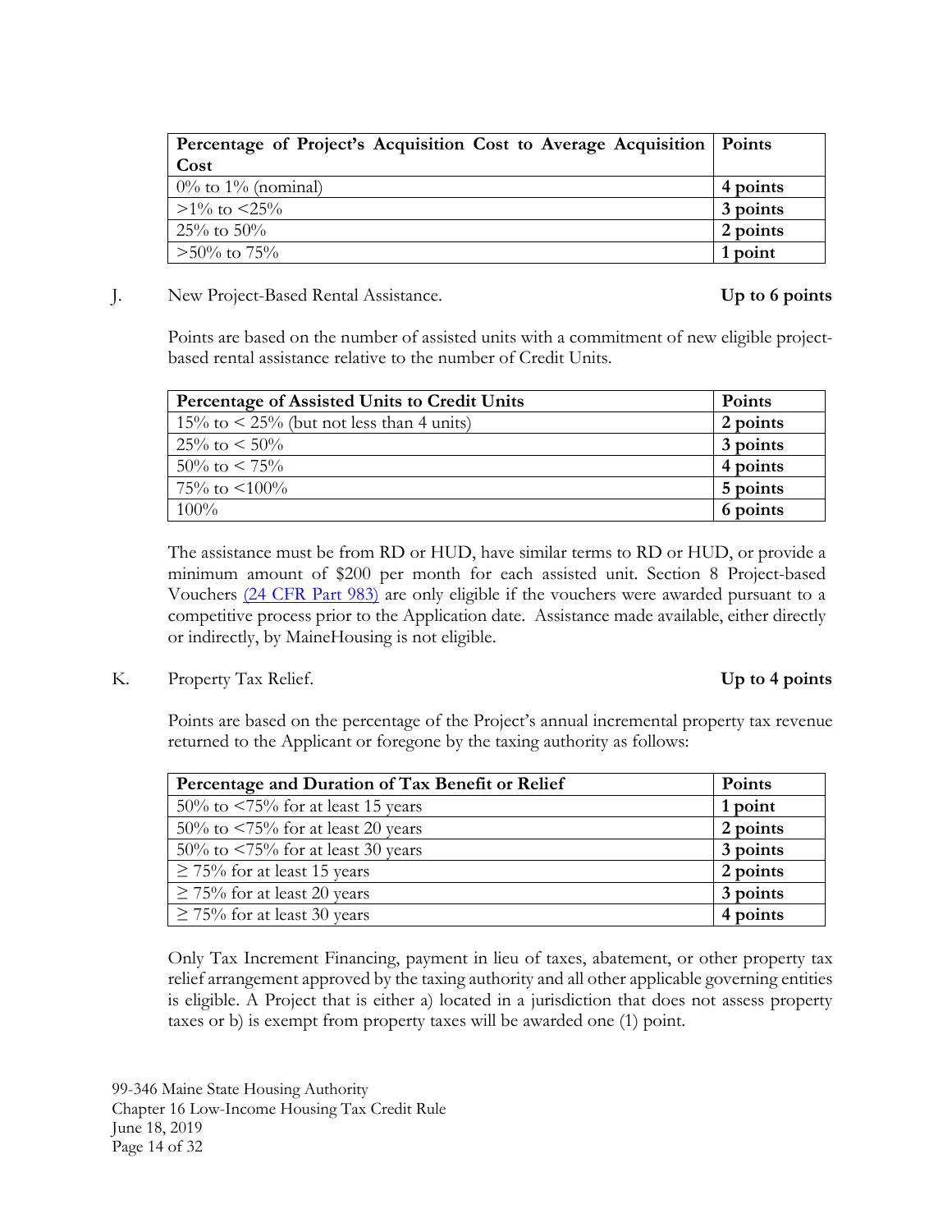| Percentage of Project's Acquisition Cost to Average Acquisition Cost | Points |
| --- | --- |
| 0% to 1% (nominal) | **4 points** |
| >1% to <25% | **3 points** |
| 25% to 50% | **2 points** |
| >50% to 75% | **1 point** |

J. New Project-Based Rental Assistance. **Up to 6 points**

Points are based on the number of assisted units with a commitment of new eligible project-based rental assistance relative to the number of Credit Units.

| Percentage of Assisted Units to Credit Units | Points |
| --- | --- |
| 15% to < 25% (but not less than 4 units) | **2 points** |
| 25% to < 50% | **3 points** |
| 50% to < 75% | **4 points** |
| 75% to <100% | **5 points** |
| 100% | **6 points** |

The assistance must be from RD or HUD, have similar terms to RD or HUD, or provide a minimum amount of $200 per month for each assisted unit. Section 8 Project-based Vouchers (24 CFR Part 983) are only eligible if the vouchers were awarded pursuant to a competitive process prior to the Application date. Assistance made available, either directly or indirectly, by MaineHousing is not eligible.

K. Property Tax Relief. **Up to 4 points**

Points are based on the percentage of the Project's annual incremental property tax revenue returned to the Applicant or foregone by the taxing authority as follows:

| Percentage and Duration of Tax Benefit or Relief | Points |
| --- | --- |
| 50% to <75% for at least 15 years | **1 point** |
| 50% to <75% for at least 20 years | **2 points** |
| 50% to <75% for at least 30 years | **3 points** |
| ≥ 75% for at least 15 years | **2 points** |
| ≥ 75% for at least 20 years | **3 points** |
| ≥ 75% for at least 30 years | **4 points** |

Only Tax Increment Financing, payment in lieu of taxes, abatement, or other property tax relief arrangement approved by the taxing authority and all other applicable governing entities is eligible. A Project that is either a) located in a jurisdiction that does not assess property taxes or b) is exempt from property taxes will be awarded one (1) point.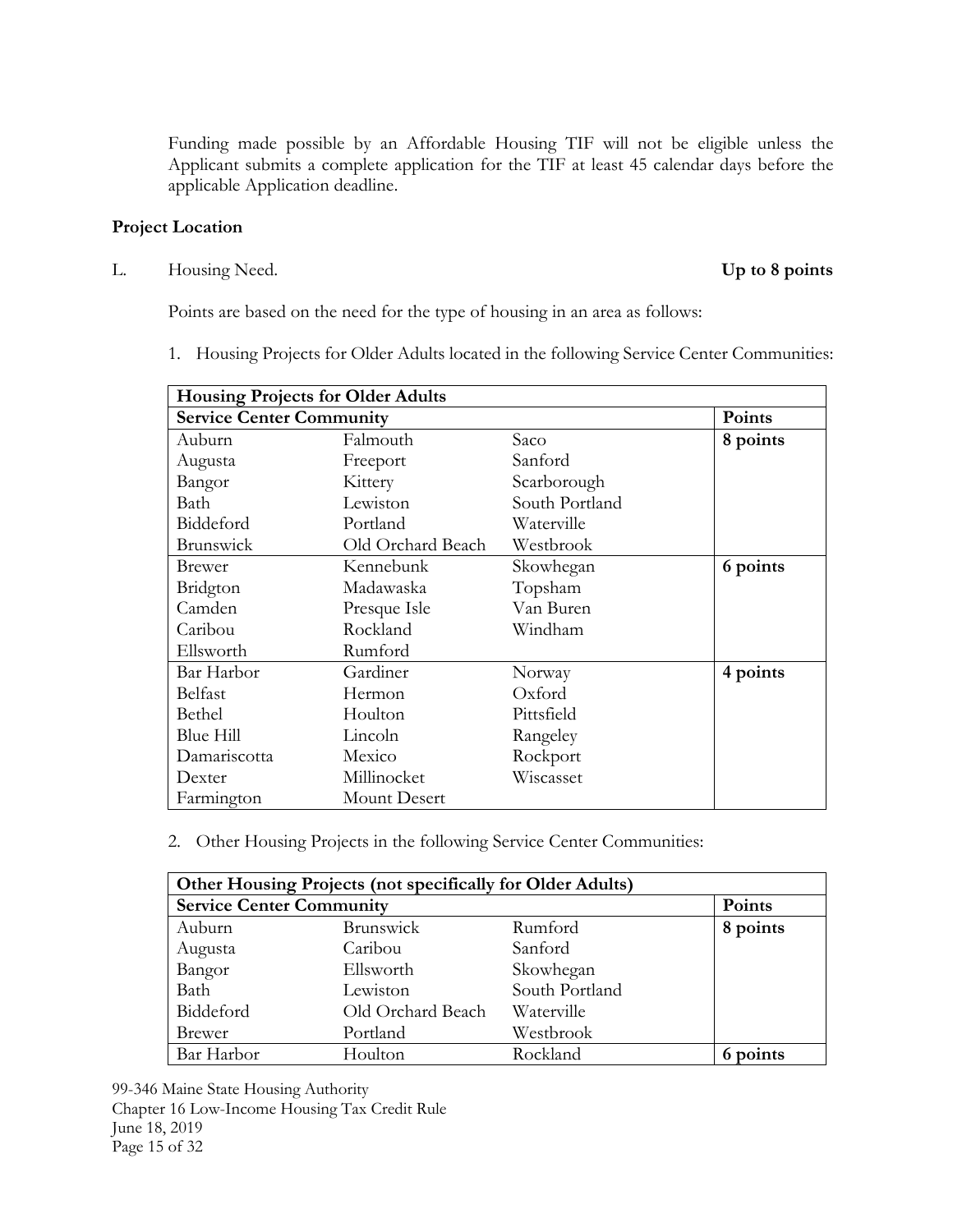Funding made possible by an Affordable Housing TIF will not be eligible unless the Applicant submits a complete application for the TIF at least 45 calendar days before the applicable Application deadline.

**Project Location**

L. Housing Need. **Up to 8 points**

Points are based on the need for the type of housing in an area as follows:

1. Housing Projects for Older Adults located in the following Service Center Communities:

| **Housing Projects for Older Adults** | | | |
|---|---|---|---|
| **Service Center Community** | | | **Points** |
| Auburn | Falmouth | Saco | **8 points** |
| Augusta | Freeport | Sanford | |
| Bangor | Kittery | Scarborough | |
| Bath | Lewiston | South Portland | |
| Biddeford | Portland | Waterville | |
| Brunswick | Old Orchard Beach | Westbrook | |
| Brewer | Kennebunk | Skowhegan | **6 points** |
| Bridgton | Madawaska | Topsham | |
| Camden | Presque Isle | Van Buren | |
| Caribou | Rockland | Windham | |
| Ellsworth | Rumford | | |
| Bar Harbor | Gardiner | Norway | **4 points** |
| Belfast | Hermon | Oxford | |
| Bethel | Houlton | Pittsfield | |
| Blue Hill | Lincoln | Rangeley | |
| Damariscotta | Mexico | Rockport | |
| Dexter | Millinocket | Wiscasset | |
| Farmington | Mount Desert | | |

2. Other Housing Projects in the following Service Center Communities:

| **Other Housing Projects (not specifically for Older Adults)** | | | |
|---|---|---|---|
| **Service Center Community** | | | **Points** |
| Auburn | Brunswick | Rumford | **8 points** |
| Augusta | Caribou | Sanford | |
| Bangor | Ellsworth | Skowhegan | |
| Bath | Lewiston | South Portland | |
| Biddeford | Old Orchard Beach | Waterville | |
| Brewer | Portland | Westbrook | |
| Bar Harbor | Houlton | Rockland | **6 points** |

99-346 Maine State Housing Authority
Chapter 16 Low-Income Housing Tax Credit Rule
June 18, 2019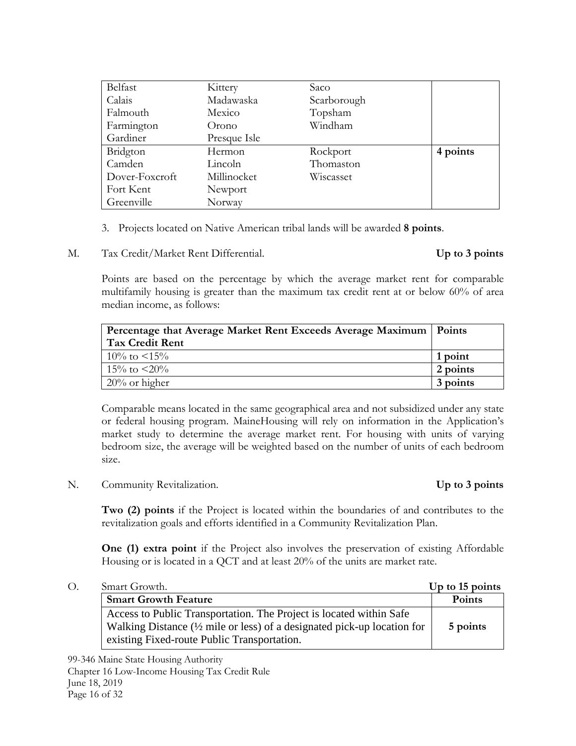| | | | |
|---|---|---|---|
| Belfast<br>Calais<br>Falmouth<br>Farmington<br>Gardiner | Kittery<br>Madawaska<br>Mexico<br>Orono<br>Presque Isle | Saco<br>Scarborough<br>Topsham<br>Windham | |
| Bridgton<br>Camden<br>Dover-Foxcroft<br>Fort Kent<br>Greenville | Hermon<br>Lincoln<br>Millinocket<br>Newport<br>Norway | Rockport<br>Thomaston<br>Wiscasset | **4 points** |

3. Projects located on Native American tribal lands will be awarded **8 points**.

M. Tax Credit/Market Rent Differential. **Up to 3 points**

Points are based on the percentage by which the average market rent for comparable multifamily housing is greater than the maximum tax credit rent at or below 60% of area median income, as follows:

| Percentage that Average Market Rent Exceeds Average Maximum Tax Credit Rent | Points |
|---|---|
| 10% to <15% | **1 point** |
| 15% to <20% | **2 points** |
| 20% or higher | **3 points** |

Comparable means located in the same geographical area and not subsidized under any state or federal housing program. MaineHousing will rely on information in the Application's market study to determine the average market rent. For housing with units of varying bedroom size, the average will be weighted based on the number of units of each bedroom size.

N. Community Revitalization. **Up to 3 points**

**Two (2) points** if the Project is located within the boundaries of and contributes to the revitalization goals and efforts identified in a Community Revitalization Plan.

**One (1) extra point** if the Project also involves the preservation of existing Affordable Housing or is located in a QCT and at least 20% of the units are market rate.

O. Smart Growth. **Up to 15 points**

| Smart Growth Feature | Points |
|---|---|
| Access to Public Transportation. The Project is located within Safe Walking Distance (½ mile or less) of a designated pick-up location for existing Fixed-route Public Transportation. | **5 points** |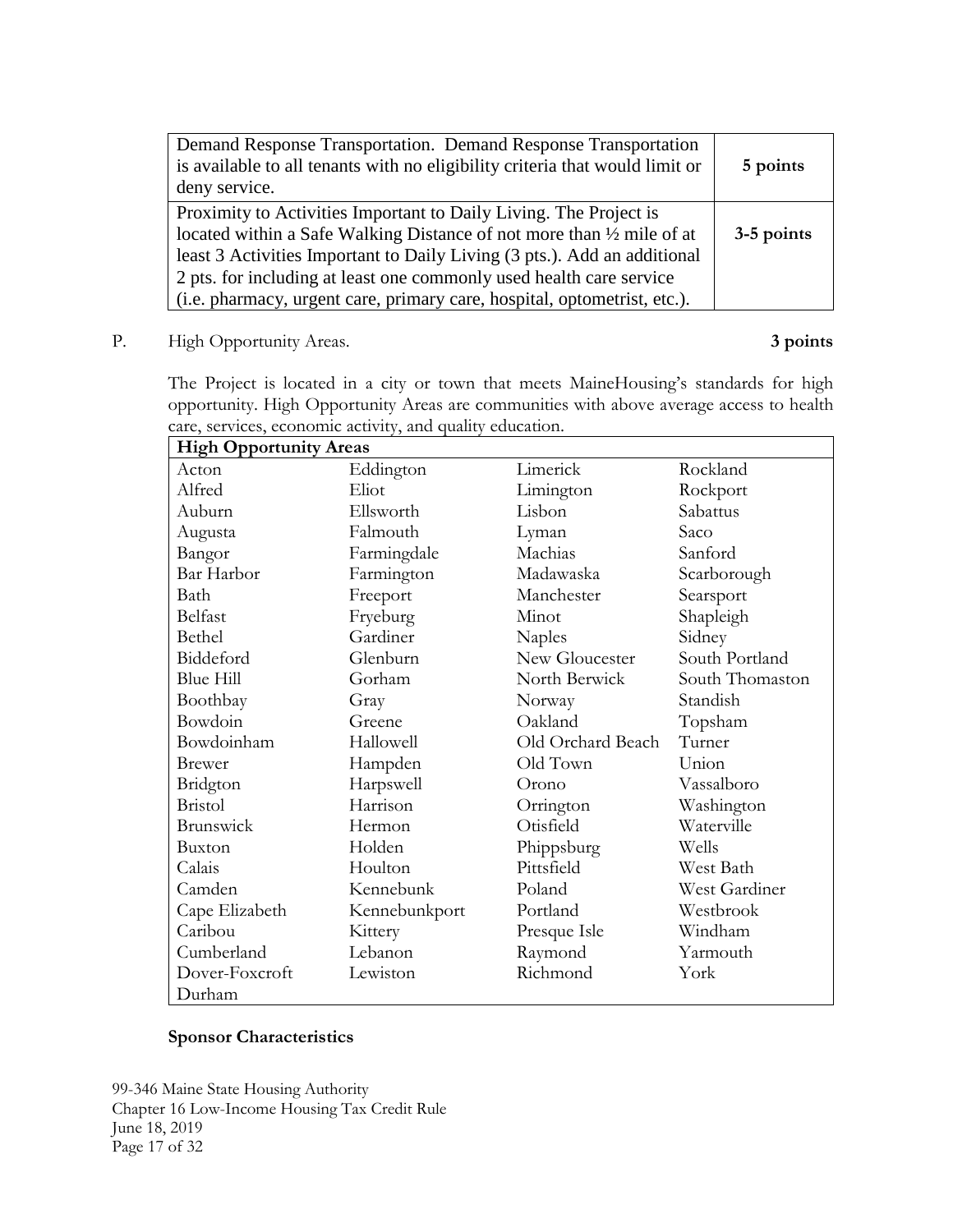| | |
|---|---|
| Demand Response Transportation. Demand Response Transportation is available to all tenants with no eligibility criteria that would limit or deny service. | **5 points** |
| Proximity to Activities Important to Daily Living. The Project is located within a Safe Walking Distance of not more than ½ mile of at least 3 Activities Important to Daily Living (3 pts.). Add an additional 2 pts. for including at least one commonly used health care service (i.e. pharmacy, urgent care, primary care, hospital, optometrist, etc.). | **3-5 points** |

P. High Opportunity Areas. **3 points**

The Project is located in a city or town that meets MaineHousing's standards for high opportunity. High Opportunity Areas are communities with above average access to health care, services, economic activity, and quality education.

| **High Opportunity Areas** | | | |
|---|---|---|---|
| Acton | Eddington | Limerick | Rockland |
| Alfred | Eliot | Limington | Rockport |
| Auburn | Ellsworth | Lisbon | Sabattus |
| Augusta | Falmouth | Lyman | Saco |
| Bangor | Farmingdale | Machias | Sanford |
| Bar Harbor | Farmington | Madawaska | Scarborough |
| Bath | Freeport | Manchester | Searsport |
| Belfast | Fryeburg | Minot | Shapleigh |
| Bethel | Gardiner | Naples | Sidney |
| Biddeford | Glenburn | New Gloucester | South Portland |
| Blue Hill | Gorham | North Berwick | South Thomaston |
| Boothbay | Gray | Norway | Standish |
| Bowdoin | Greene | Oakland | Topsham |
| Bowdoinham | Hallowell | Old Orchard Beach | Turner |
| Brewer | Hampden | Old Town | Union |
| Bridgton | Harpswell | Orono | Vassalboro |
| Bristol | Harrison | Orrington | Washington |
| Brunswick | Hermon | Otisfield | Waterville |
| Buxton | Holden | Phippsburg | Wells |
| Calais | Houlton | Pittsfield | West Bath |
| Camden | Kennebunk | Poland | West Gardiner |
| Cape Elizabeth | Kennebunkport | Portland | Westbrook |
| Caribou | Kittery | Presque Isle | Windham |
| Cumberland | Lebanon | Raymond | Yarmouth |
| Dover-Foxcroft | Lewiston | Richmond | York |
| Durham | | | |

**Sponsor Characteristics**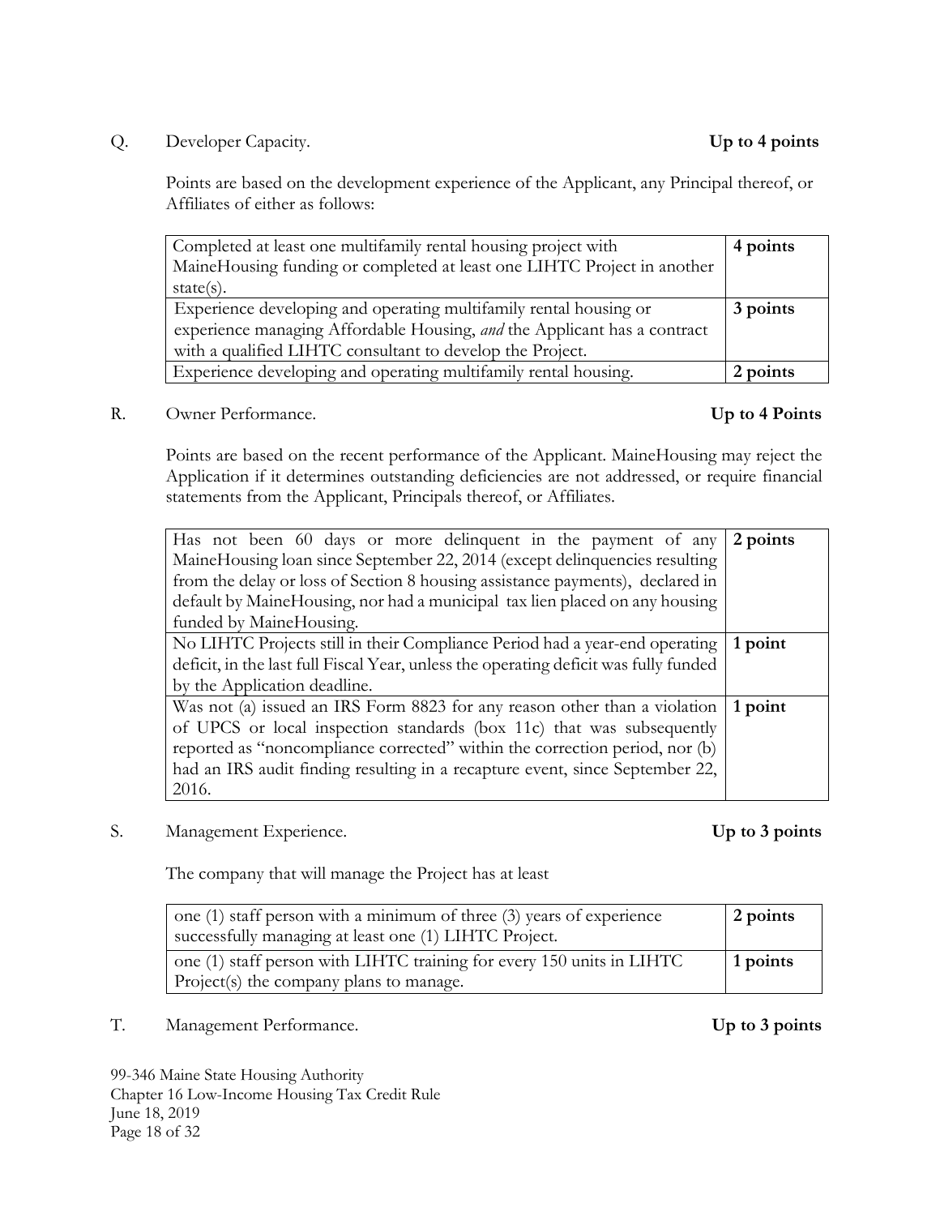Q. Developer Capacity. **Up to 4 points**

Points are based on the development experience of the Applicant, any Principal thereof, or Affiliates of either as follows:

| | |
|---|---|
| Completed at least one multifamily rental housing project with MaineHousing funding or completed at least one LIHTC Project in another state(s). | **4 points** |
| Experience developing and operating multifamily rental housing or experience managing Affordable Housing, *and* the Applicant has a contract with a qualified LIHTC consultant to develop the Project. | **3 points** |
| Experience developing and operating multifamily rental housing. | **2 points** |

R. Owner Performance. **Up to 4 Points**

Points are based on the recent performance of the Applicant. MaineHousing may reject the Application if it determines outstanding deficiencies are not addressed, or require financial statements from the Applicant, Principals thereof, or Affiliates.

| | |
|---|---|
| Has not been 60 days or more delinquent in the payment of any MaineHousing loan since September 22, 2014 (except delinquencies resulting from the delay or loss of Section 8 housing assistance payments), declared in default by MaineHousing, nor had a municipal tax lien placed on any housing funded by MaineHousing. | **2 points** |
| No LIHTC Projects still in their Compliance Period had a year-end operating deficit, in the last full Fiscal Year, unless the operating deficit was fully funded by the Application deadline. | **1 point** |
| Was not (a) issued an IRS Form 8823 for any reason other than a violation of UPCS or local inspection standards (box 11c) that was subsequently reported as "noncompliance corrected" within the correction period, nor (b) had an IRS audit finding resulting in a recapture event, since September 22, 2016. | **1 point** |

S. Management Experience. **Up to 3 points**

The company that will manage the Project has at least

| | |
|---|---|
| one (1) staff person with a minimum of three (3) years of experience successfully managing at least one (1) LIHTC Project. | **2 points** |
| one (1) staff person with LIHTC training for every 150 units in LIHTC Project(s) the company plans to manage. | **1 points** |

T. Management Performance. **Up to 3 points**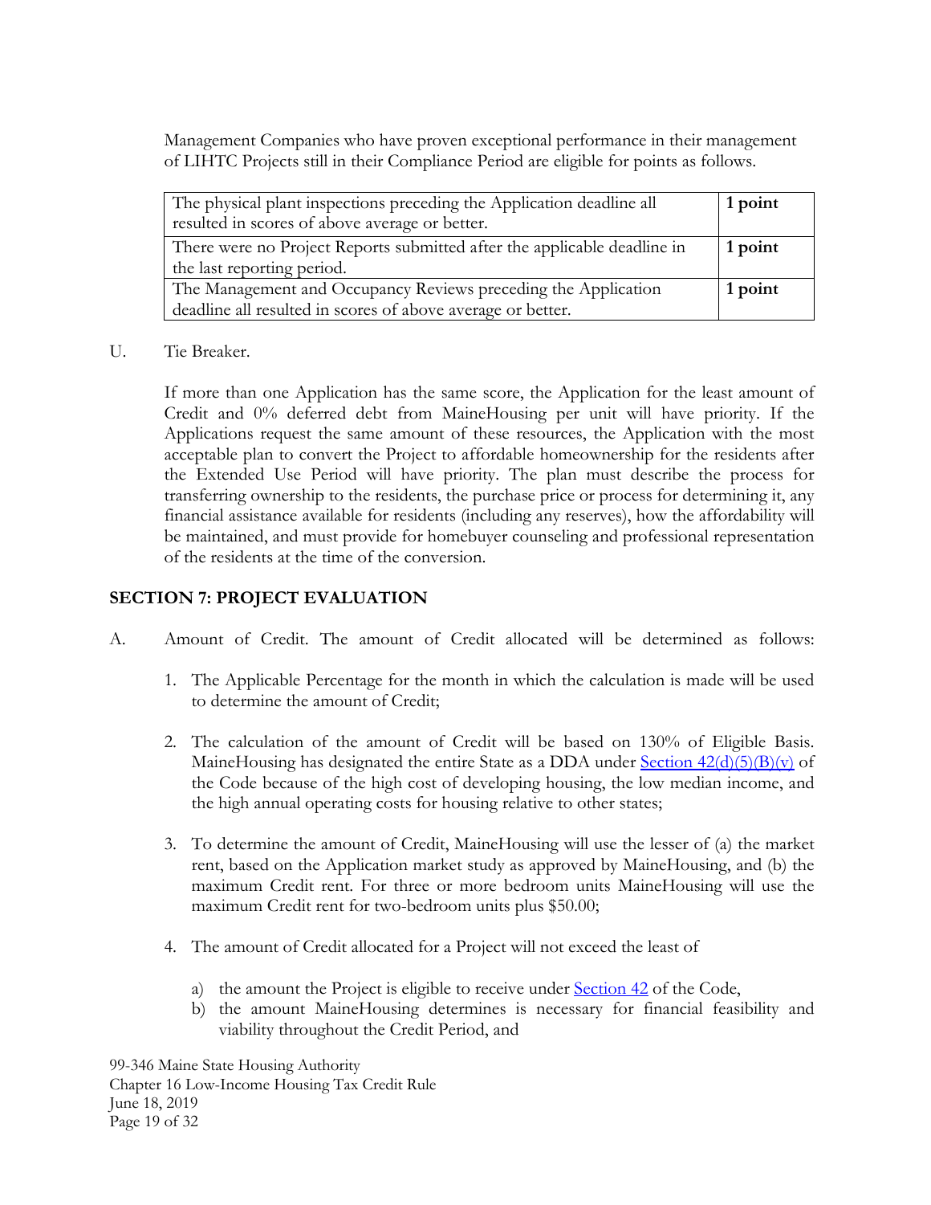Management Companies who have proven exceptional performance in their management of LIHTC Projects still in their Compliance Period are eligible for points as follows.

| | |
|---|---|
| The physical plant inspections preceding the Application deadline all resulted in scores of above average or better. | **1 point** |
| There were no Project Reports submitted after the applicable deadline in the last reporting period. | **1 point** |
| The Management and Occupancy Reviews preceding the Application deadline all resulted in scores of above average or better. | **1 point** |

U. Tie Breaker.

If more than one Application has the same score, the Application for the least amount of Credit and 0% deferred debt from MaineHousing per unit will have priority. If the Applications request the same amount of these resources, the Application with the most acceptable plan to convert the Project to affordable homeownership for the residents after the Extended Use Period will have priority. The plan must describe the process for transferring ownership to the residents, the purchase price or process for determining it, any financial assistance available for residents (including any reserves), how the affordability will be maintained, and must provide for homebuyer counseling and professional representation of the residents at the time of the conversion.

## SECTION 7: PROJECT EVALUATION

A. Amount of Credit. The amount of Credit allocated will be determined as follows:

1. The Applicable Percentage for the month in which the calculation is made will be used to determine the amount of Credit;

2. The calculation of the amount of Credit will be based on 130% of Eligible Basis. MaineHousing has designated the entire State as a DDA under Section 42(d)(5)(B)(v) of the Code because of the high cost of developing housing, the low median income, and the high annual operating costs for housing relative to other states;

3. To determine the amount of Credit, MaineHousing will use the lesser of (a) the market rent, based on the Application market study as approved by MaineHousing, and (b) the maximum Credit rent. For three or more bedroom units MaineHousing will use the maximum Credit rent for two-bedroom units plus $50.00;

4. The amount of Credit allocated for a Project will not exceed the least of

   a) the amount the Project is eligible to receive under Section 42 of the Code,
   b) the amount MaineHousing determines is necessary for financial feasibility and viability throughout the Credit Period, and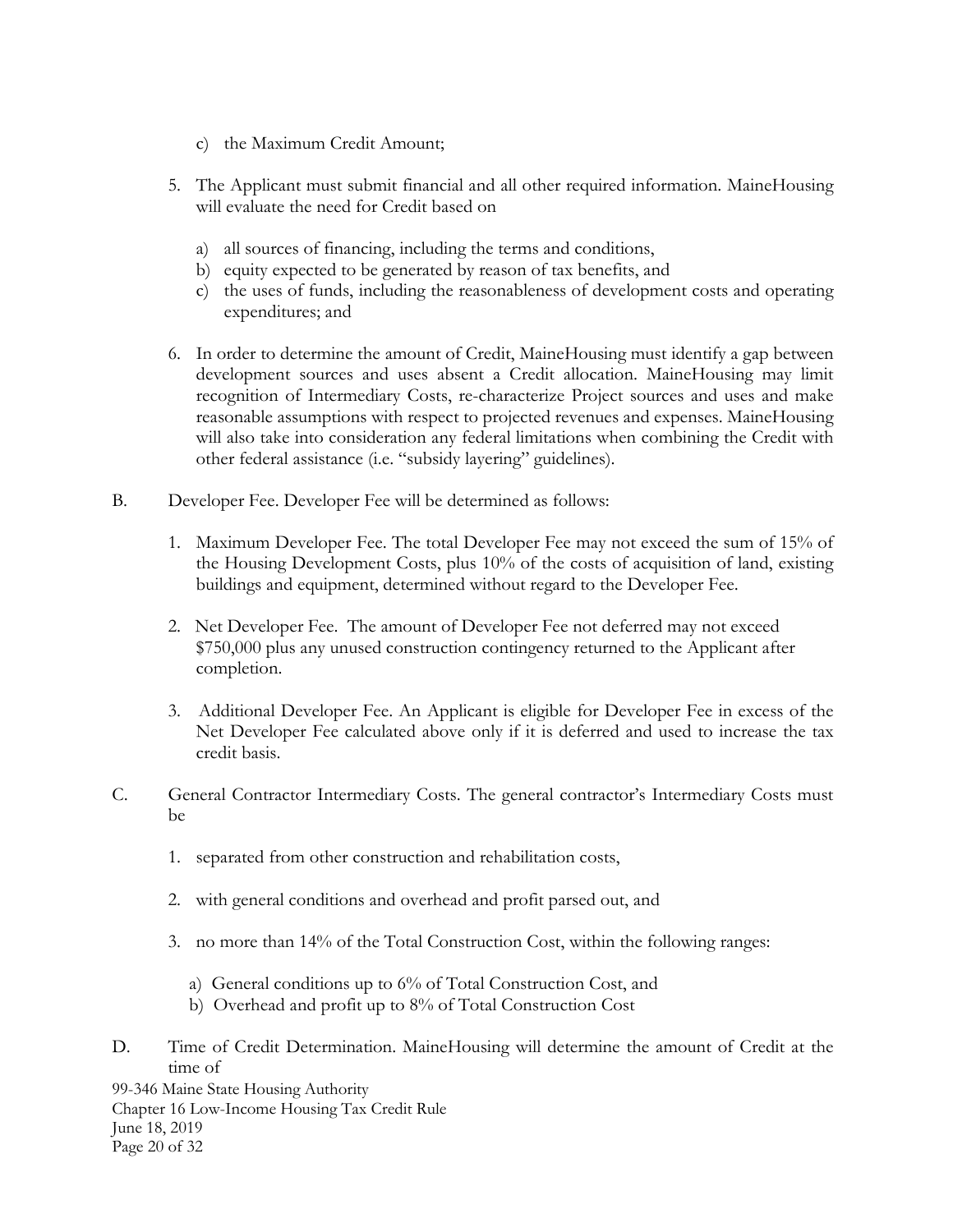c) the Maximum Credit Amount;

5. The Applicant must submit financial and all other required information. MaineHousing will evaluate the need for Credit based on

   a) all sources of financing, including the terms and conditions,
   b) equity expected to be generated by reason of tax benefits, and
   c) the uses of funds, including the reasonableness of development costs and operating expenditures; and

6. In order to determine the amount of Credit, MaineHousing must identify a gap between development sources and uses absent a Credit allocation. MaineHousing may limit recognition of Intermediary Costs, re-characterize Project sources and uses and make reasonable assumptions with respect to projected revenues and expenses. MaineHousing will also take into consideration any federal limitations when combining the Credit with other federal assistance (i.e. "subsidy layering" guidelines).

B. Developer Fee. Developer Fee will be determined as follows:

   1. Maximum Developer Fee. The total Developer Fee may not exceed the sum of 15% of the Housing Development Costs, plus 10% of the costs of acquisition of land, existing buildings and equipment, determined without regard to the Developer Fee.

   2. Net Developer Fee. The amount of Developer Fee not deferred may not exceed $750,000 plus any unused construction contingency returned to the Applicant after completion.

   3. Additional Developer Fee. An Applicant is eligible for Developer Fee in excess of the Net Developer Fee calculated above only if it is deferred and used to increase the tax credit basis.

C. General Contractor Intermediary Costs. The general contractor's Intermediary Costs must be

   1. separated from other construction and rehabilitation costs,

   2. with general conditions and overhead and profit parsed out, and

   3. no more than 14% of the Total Construction Cost, within the following ranges:

      a) General conditions up to 6% of Total Construction Cost, and
      b) Overhead and profit up to 8% of Total Construction Cost

D. Time of Credit Determination. MaineHousing will determine the amount of Credit at the time of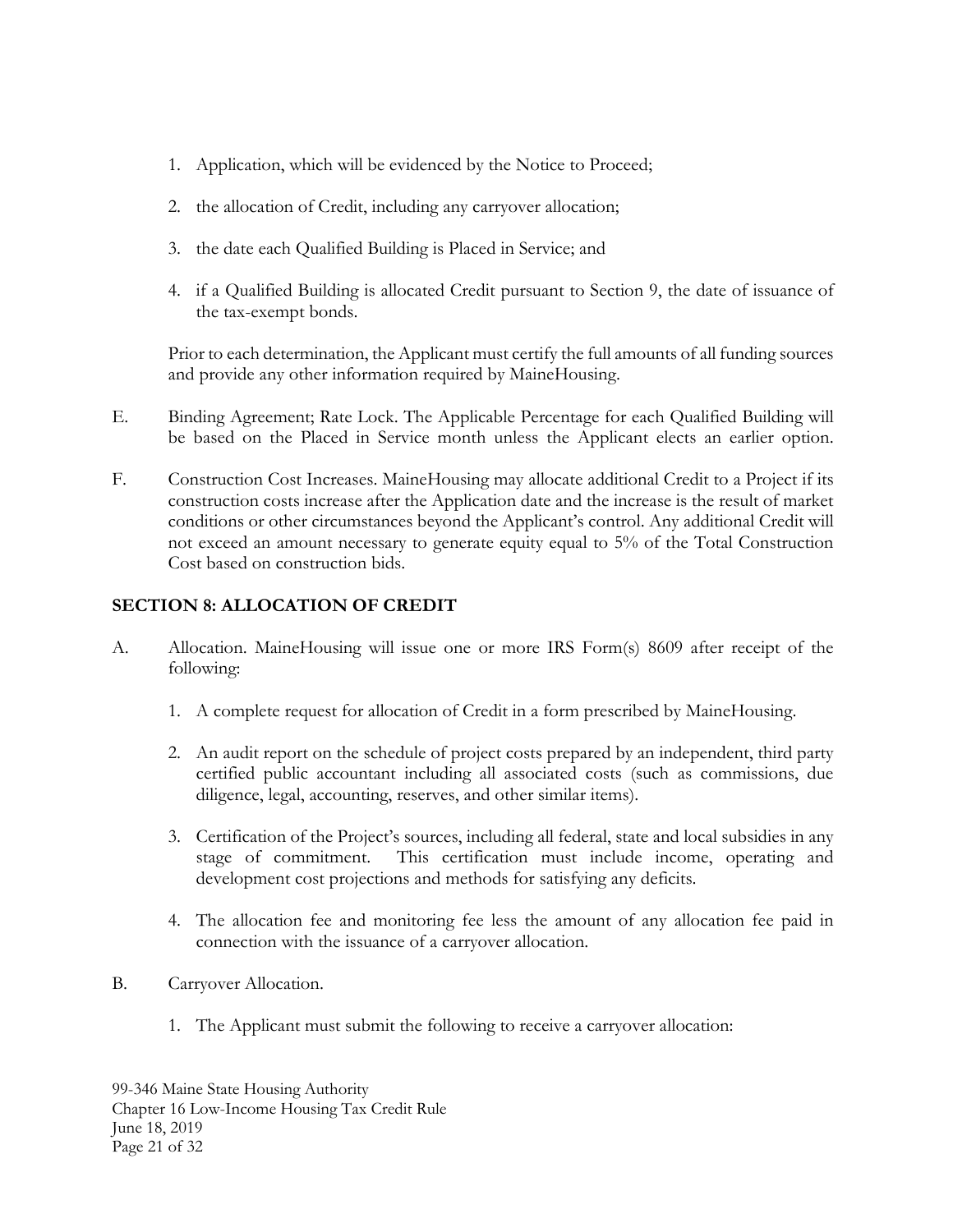1. Application, which will be evidenced by the Notice to Proceed;

2. the allocation of Credit, including any carryover allocation;

3. the date each Qualified Building is Placed in Service; and

4. if a Qualified Building is allocated Credit pursuant to Section 9, the date of issuance of the tax-exempt bonds.

Prior to each determination, the Applicant must certify the full amounts of all funding sources and provide any other information required by MaineHousing.

E. Binding Agreement; Rate Lock. The Applicable Percentage for each Qualified Building will be based on the Placed in Service month unless the Applicant elects an earlier option.

F. Construction Cost Increases. MaineHousing may allocate additional Credit to a Project if its construction costs increase after the Application date and the increase is the result of market conditions or other circumstances beyond the Applicant's control. Any additional Credit will not exceed an amount necessary to generate equity equal to 5% of the Total Construction Cost based on construction bids.

## SECTION 8: ALLOCATION OF CREDIT

A. Allocation. MaineHousing will issue one or more IRS Form(s) 8609 after receipt of the following:

1. A complete request for allocation of Credit in a form prescribed by MaineHousing.

2. An audit report on the schedule of project costs prepared by an independent, third party certified public accountant including all associated costs (such as commissions, due diligence, legal, accounting, reserves, and other similar items).

3. Certification of the Project's sources, including all federal, state and local subsidies in any stage of commitment. This certification must include income, operating and development cost projections and methods for satisfying any deficits.

4. The allocation fee and monitoring fee less the amount of any allocation fee paid in connection with the issuance of a carryover allocation.

B. Carryover Allocation.

1. The Applicant must submit the following to receive a carryover allocation: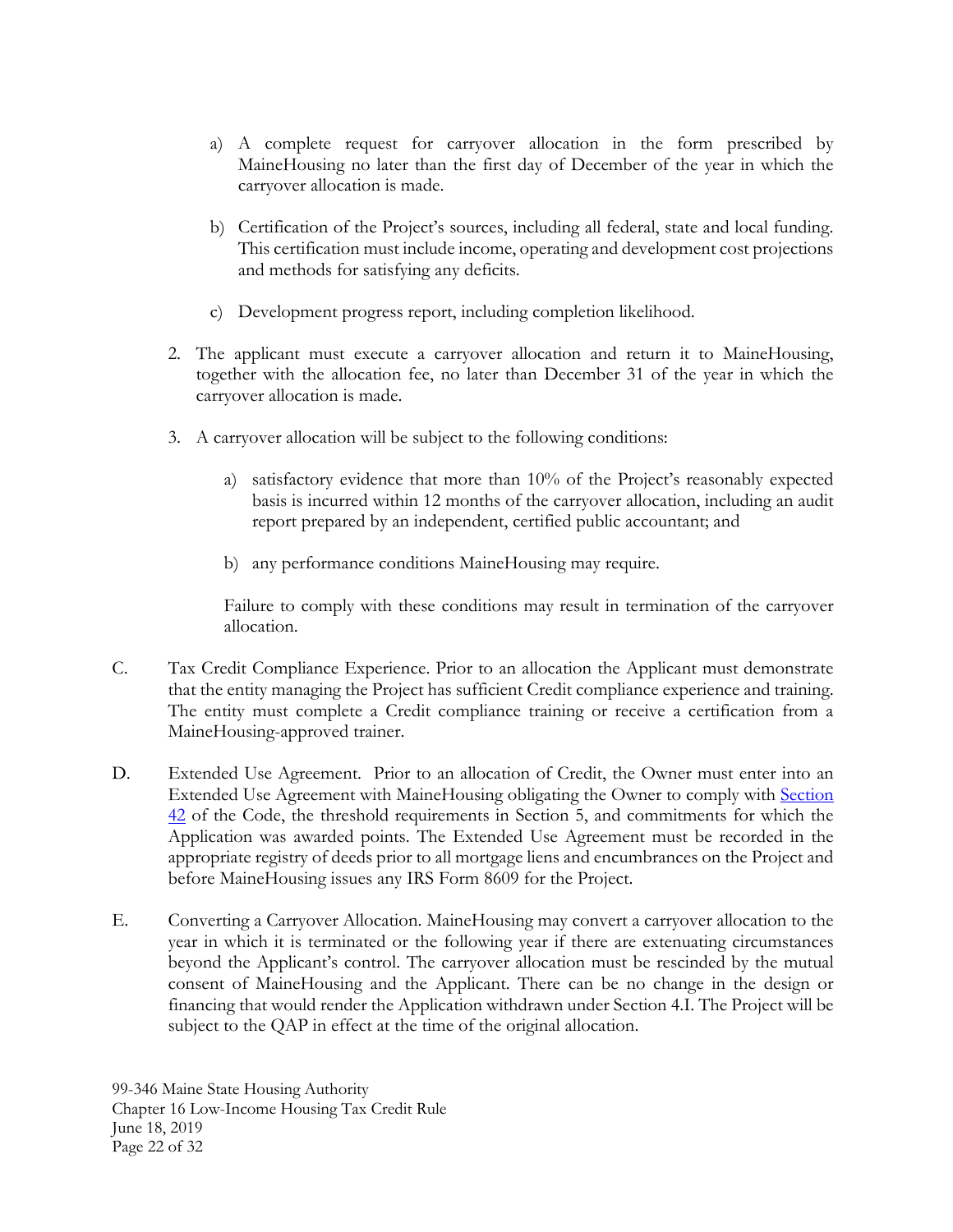a) A complete request for carryover allocation in the form prescribed by MaineHousing no later than the first day of December of the year in which the carryover allocation is made.

b) Certification of the Project's sources, including all federal, state and local funding. This certification must include income, operating and development cost projections and methods for satisfying any deficits.

c) Development progress report, including completion likelihood.

2. The applicant must execute a carryover allocation and return it to MaineHousing, together with the allocation fee, no later than December 31 of the year in which the carryover allocation is made.

3. A carryover allocation will be subject to the following conditions:

   a) satisfactory evidence that more than 10% of the Project's reasonably expected basis is incurred within 12 months of the carryover allocation, including an audit report prepared by an independent, certified public accountant; and

   b) any performance conditions MaineHousing may require.

   Failure to comply with these conditions may result in termination of the carryover allocation.

C. Tax Credit Compliance Experience. Prior to an allocation the Applicant must demonstrate that the entity managing the Project has sufficient Credit compliance experience and training. The entity must complete a Credit compliance training or receive a certification from a MaineHousing-approved trainer.

D. Extended Use Agreement. Prior to an allocation of Credit, the Owner must enter into an Extended Use Agreement with MaineHousing obligating the Owner to comply with Section 42 of the Code, the threshold requirements in Section 5, and commitments for which the Application was awarded points. The Extended Use Agreement must be recorded in the appropriate registry of deeds prior to all mortgage liens and encumbrances on the Project and before MaineHousing issues any IRS Form 8609 for the Project.

E. Converting a Carryover Allocation. MaineHousing may convert a carryover allocation to the year in which it is terminated or the following year if there are extenuating circumstances beyond the Applicant's control. The carryover allocation must be rescinded by the mutual consent of MaineHousing and the Applicant. There can be no change in the design or financing that would render the Application withdrawn under Section 4.I. The Project will be subject to the QAP in effect at the time of the original allocation.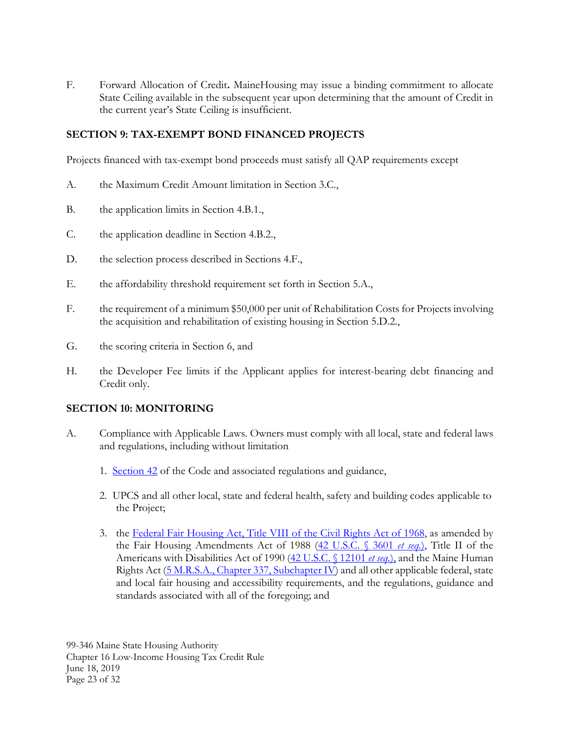F. Forward Allocation of Credit**.** MaineHousing may issue a binding commitment to allocate State Ceiling available in the subsequent year upon determining that the amount of Credit in the current year's State Ceiling is insufficient.

## SECTION 9: TAX-EXEMPT BOND FINANCED PROJECTS

Projects financed with tax-exempt bond proceeds must satisfy all QAP requirements except

A. the Maximum Credit Amount limitation in Section 3.C.,

B. the application limits in Section 4.B.1.,

C. the application deadline in Section 4.B.2.,

D. the selection process described in Sections 4.F.,

E. the affordability threshold requirement set forth in Section 5.A.,

F. the requirement of a minimum $50,000 per unit of Rehabilitation Costs for Projects involving the acquisition and rehabilitation of existing housing in Section 5.D.2.,

G. the scoring criteria in Section 6, and

H. the Developer Fee limits if the Applicant applies for interest-bearing debt financing and Credit only.

## SECTION 10: MONITORING

A. Compliance with Applicable Laws. Owners must comply with all local, state and federal laws and regulations, including without limitation

1. Section 42 of the Code and associated regulations and guidance,
2. UPCS and all other local, state and federal health, safety and building codes applicable to the Project;
3. the Federal Fair Housing Act, Title VIII of the Civil Rights Act of 1968, as amended by the Fair Housing Amendments Act of 1988 (42 U.S.C. § 3601 *et seq.*), Title II of the Americans with Disabilities Act of 1990 (42 U.S.C. § 12101 *et seq.*), and the Maine Human Rights Act (5 M.R.S.A., Chapter 337, Subchapter IV) and all other applicable federal, state and local fair housing and accessibility requirements, and the regulations, guidance and standards associated with all of the foregoing; and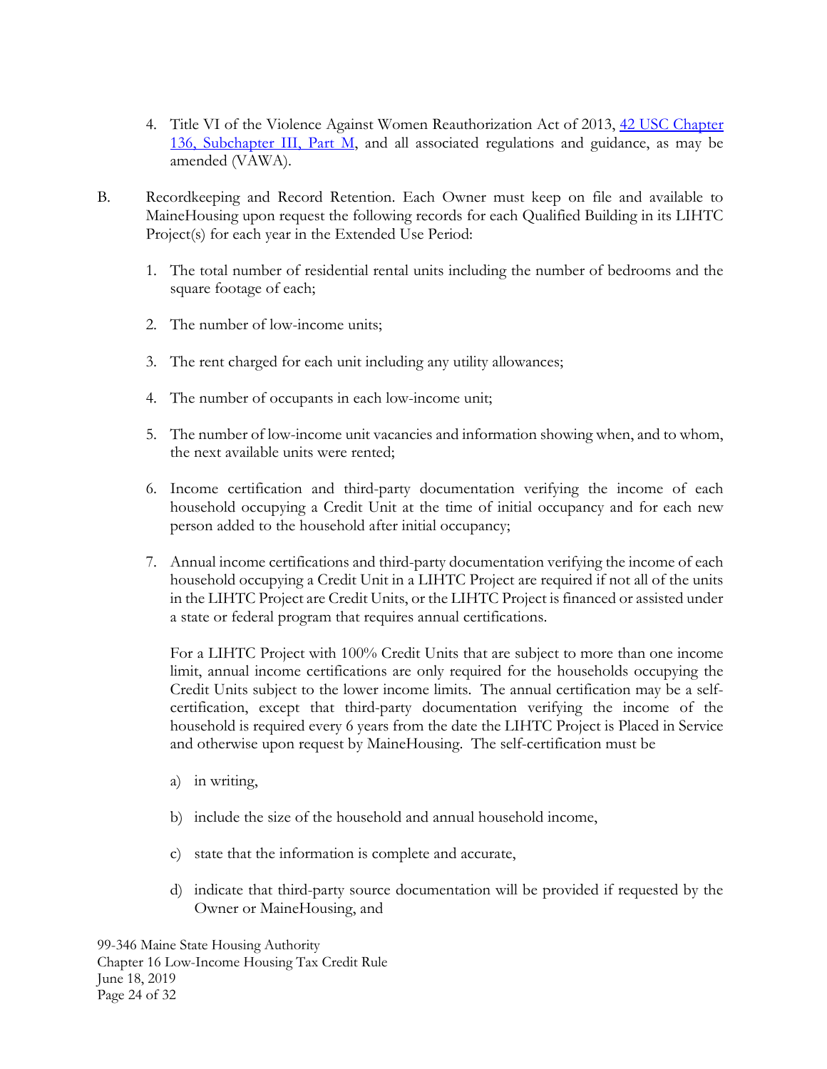4. Title VI of the Violence Against Women Reauthorization Act of 2013, [42 USC Chapter 136, Subchapter III, Part M](), and all associated regulations and guidance, as may be amended (VAWA).

B. Recordkeeping and Record Retention. Each Owner must keep on file and available to MaineHousing upon request the following records for each Qualified Building in its LIHTC Project(s) for each year in the Extended Use Period:

1. The total number of residential rental units including the number of bedrooms and the square footage of each;

2. The number of low-income units;

3. The rent charged for each unit including any utility allowances;

4. The number of occupants in each low-income unit;

5. The number of low-income unit vacancies and information showing when, and to whom, the next available units were rented;

6. Income certification and third-party documentation verifying the income of each household occupying a Credit Unit at the time of initial occupancy and for each new person added to the household after initial occupancy;

7. Annual income certifications and third-party documentation verifying the income of each household occupying a Credit Unit in a LIHTC Project are required if not all of the units in the LIHTC Project are Credit Units, or the LIHTC Project is financed or assisted under a state or federal program that requires annual certifications.

   For a LIHTC Project with 100% Credit Units that are subject to more than one income limit, annual income certifications are only required for the households occupying the Credit Units subject to the lower income limits. The annual certification may be a self-certification, except that third-party documentation verifying the income of the household is required every 6 years from the date the LIHTC Project is Placed in Service and otherwise upon request by MaineHousing. The self-certification must be

   a) in writing,

   b) include the size of the household and annual household income,

   c) state that the information is complete and accurate,

   d) indicate that third-party source documentation will be provided if requested by the Owner or MaineHousing, and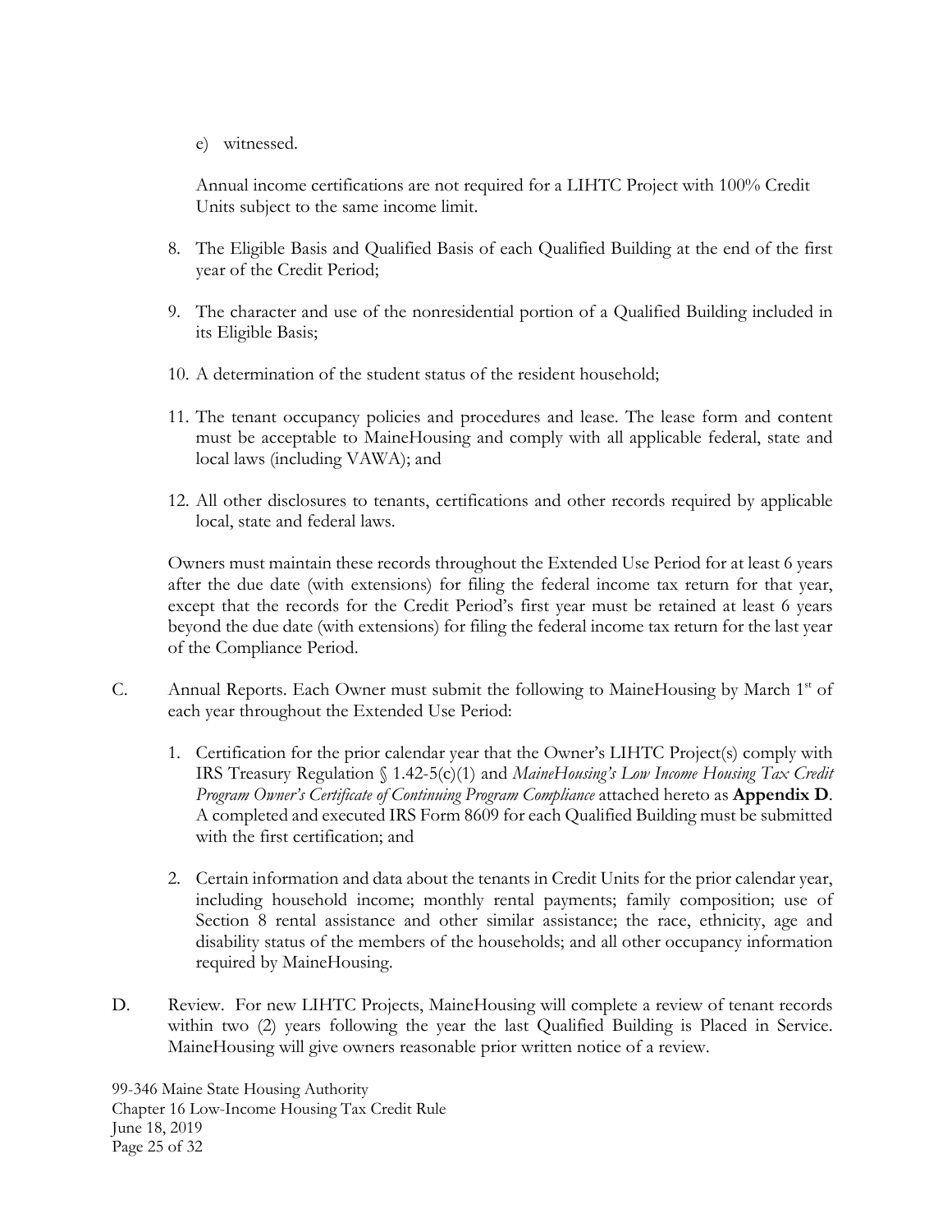e) witnessed.

Annual income certifications are not required for a LIHTC Project with 100% Credit Units subject to the same income limit.

8. The Eligible Basis and Qualified Basis of each Qualified Building at the end of the first year of the Credit Period;

9. The character and use of the nonresidential portion of a Qualified Building included in its Eligible Basis;

10. A determination of the student status of the resident household;

11. The tenant occupancy policies and procedures and lease. The lease form and content must be acceptable to MaineHousing and comply with all applicable federal, state and local laws (including VAWA); and

12. All other disclosures to tenants, certifications and other records required by applicable local, state and federal laws.

Owners must maintain these records throughout the Extended Use Period for at least 6 years after the due date (with extensions) for filing the federal income tax return for that year, except that the records for the Credit Period's first year must be retained at least 6 years beyond the due date (with extensions) for filing the federal income tax return for the last year of the Compliance Period.

C. Annual Reports. Each Owner must submit the following to MaineHousing by March 1st of each year throughout the Extended Use Period:

1. Certification for the prior calendar year that the Owner's LIHTC Project(s) comply with IRS Treasury Regulation § 1.42-5(c)(1) and *MaineHousing's Low Income Housing Tax Credit Program Owner's Certificate of Continuing Program Compliance* attached hereto as **Appendix D**. A completed and executed IRS Form 8609 for each Qualified Building must be submitted with the first certification; and

2. Certain information and data about the tenants in Credit Units for the prior calendar year, including household income; monthly rental payments; family composition; use of Section 8 rental assistance and other similar assistance; the race, ethnicity, age and disability status of the members of the households; and all other occupancy information required by MaineHousing.

D. Review. For new LIHTC Projects, MaineHousing will complete a review of tenant records within two (2) years following the year the last Qualified Building is Placed in Service. MaineHousing will give owners reasonable prior written notice of a review.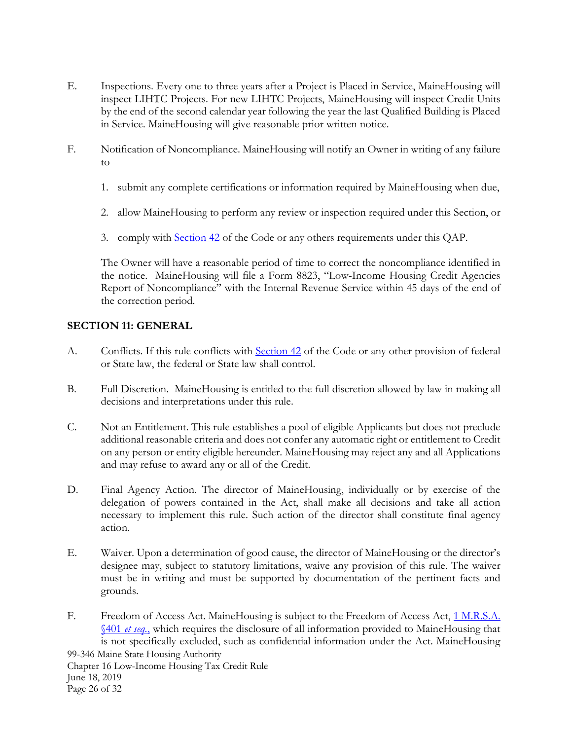E. Inspections. Every one to three years after a Project is Placed in Service, MaineHousing will inspect LIHTC Projects. For new LIHTC Projects, MaineHousing will inspect Credit Units by the end of the second calendar year following the year the last Qualified Building is Placed in Service. MaineHousing will give reasonable prior written notice.

F. Notification of Noncompliance. MaineHousing will notify an Owner in writing of any failure to

   1. submit any complete certifications or information required by MaineHousing when due,

   2. allow MaineHousing to perform any review or inspection required under this Section, or

   3. comply with [Section 42](#) of the Code or any others requirements under this QAP.

   The Owner will have a reasonable period of time to correct the noncompliance identified in the notice. MaineHousing will file a Form 8823, "Low-Income Housing Credit Agencies Report of Noncompliance" with the Internal Revenue Service within 45 days of the end of the correction period.

## SECTION 11: GENERAL

A. Conflicts. If this rule conflicts with [Section 42](#) of the Code or any other provision of federal or State law, the federal or State law shall control.

B. Full Discretion. MaineHousing is entitled to the full discretion allowed by law in making all decisions and interpretations under this rule.

C. Not an Entitlement. This rule establishes a pool of eligible Applicants but does not preclude additional reasonable criteria and does not confer any automatic right or entitlement to Credit on any person or entity eligible hereunder. MaineHousing may reject any and all Applications and may refuse to award any or all of the Credit.

D. Final Agency Action. The director of MaineHousing, individually or by exercise of the delegation of powers contained in the Act, shall make all decisions and take all action necessary to implement this rule. Such action of the director shall constitute final agency action.

E. Waiver. Upon a determination of good cause, the director of MaineHousing or the director's designee may, subject to statutory limitations, waive any provision of this rule. The waiver must be in writing and must be supported by documentation of the pertinent facts and grounds.

F. Freedom of Access Act. MaineHousing is subject to the Freedom of Access Act, [1 M.R.S.A. §401 *et seq.*](#), which requires the disclosure of all information provided to MaineHousing that is not specifically excluded, such as confidential information under the Act. MaineHousing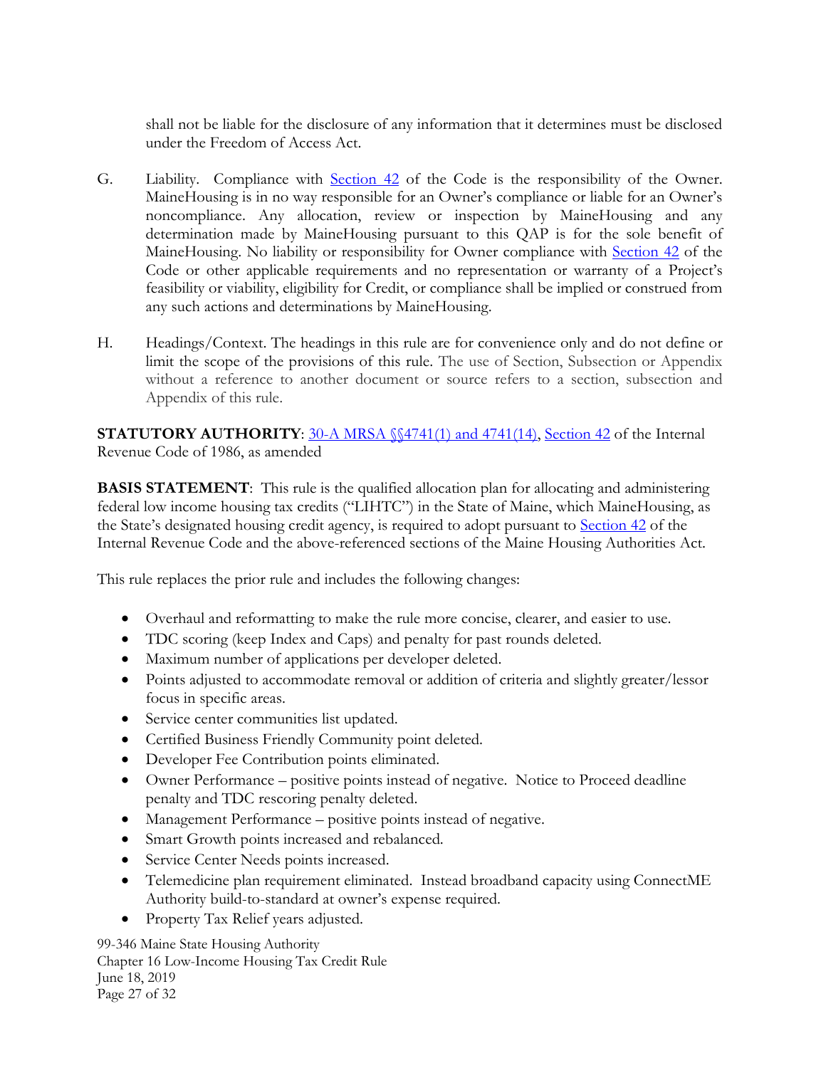shall not be liable for the disclosure of any information that it determines must be disclosed under the Freedom of Access Act.

G. Liability. Compliance with Section 42 of the Code is the responsibility of the Owner. MaineHousing is in no way responsible for an Owner's compliance or liable for an Owner's noncompliance. Any allocation, review or inspection by MaineHousing and any determination made by MaineHousing pursuant to this QAP is for the sole benefit of MaineHousing. No liability or responsibility for Owner compliance with Section 42 of the Code or other applicable requirements and no representation or warranty of a Project's feasibility or viability, eligibility for Credit, or compliance shall be implied or construed from any such actions and determinations by MaineHousing.

H. Headings/Context. The headings in this rule are for convenience only and do not define or limit the scope of the provisions of this rule. The use of Section, Subsection or Appendix without a reference to another document or source refers to a section, subsection and Appendix of this rule.

**STATUTORY AUTHORITY**: 30-A MRSA §§4741(1) and 4741(14), Section 42 of the Internal Revenue Code of 1986, as amended

**BASIS STATEMENT**: This rule is the qualified allocation plan for allocating and administering federal low income housing tax credits ("LIHTC") in the State of Maine, which MaineHousing, as the State's designated housing credit agency, is required to adopt pursuant to Section 42 of the Internal Revenue Code and the above-referenced sections of the Maine Housing Authorities Act.

This rule replaces the prior rule and includes the following changes:

- Overhaul and reformatting to make the rule more concise, clearer, and easier to use.
- TDC scoring (keep Index and Caps) and penalty for past rounds deleted.
- Maximum number of applications per developer deleted.
- Points adjusted to accommodate removal or addition of criteria and slightly greater/lessor focus in specific areas.
- Service center communities list updated.
- Certified Business Friendly Community point deleted.
- Developer Fee Contribution points eliminated.
- Owner Performance – positive points instead of negative. Notice to Proceed deadline penalty and TDC rescoring penalty deleted.
- Management Performance – positive points instead of negative.
- Smart Growth points increased and rebalanced.
- Service Center Needs points increased.
- Telemedicine plan requirement eliminated. Instead broadband capacity using ConnectME Authority build-to-standard at owner's expense required.
- Property Tax Relief years adjusted.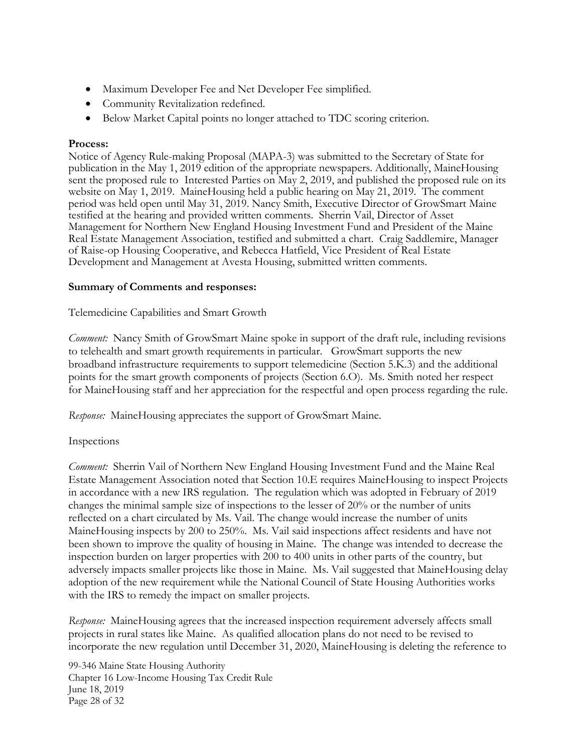- Maximum Developer Fee and Net Developer Fee simplified.
- Community Revitalization redefined.
- Below Market Capital points no longer attached to TDC scoring criterion.

**Process:**
Notice of Agency Rule-making Proposal (MAPA-3) was submitted to the Secretary of State for publication in the May 1, 2019 edition of the appropriate newspapers. Additionally, MaineHousing sent the proposed rule to Interested Parties on May 2, 2019, and published the proposed rule on its website on May 1, 2019. MaineHousing held a public hearing on May 21, 2019. The comment period was held open until May 31, 2019. Nancy Smith, Executive Director of GrowSmart Maine testified at the hearing and provided written comments. Sherrin Vail, Director of Asset Management for Northern New England Housing Investment Fund and President of the Maine Real Estate Management Association, testified and submitted a chart. Craig Saddlemire, Manager of Raise-op Housing Cooperative, and Rebecca Hatfield, Vice President of Real Estate Development and Management at Avesta Housing, submitted written comments.

**Summary of Comments and responses:**

Telemedicine Capabilities and Smart Growth

*Comment:* Nancy Smith of GrowSmart Maine spoke in support of the draft rule, including revisions to telehealth and smart growth requirements in particular. GrowSmart supports the new broadband infrastructure requirements to support telemedicine (Section 5.K.3) and the additional points for the smart growth components of projects (Section 6.O). Ms. Smith noted her respect for MaineHousing staff and her appreciation for the respectful and open process regarding the rule.

*Response:* MaineHousing appreciates the support of GrowSmart Maine.

Inspections

*Comment:* Sherrin Vail of Northern New England Housing Investment Fund and the Maine Real Estate Management Association noted that Section 10.E requires MaineHousing to inspect Projects in accordance with a new IRS regulation. The regulation which was adopted in February of 2019 changes the minimal sample size of inspections to the lesser of 20% or the number of units reflected on a chart circulated by Ms. Vail. The change would increase the number of units MaineHousing inspects by 200 to 250%. Ms. Vail said inspections affect residents and have not been shown to improve the quality of housing in Maine. The change was intended to decrease the inspection burden on larger properties with 200 to 400 units in other parts of the country, but adversely impacts smaller projects like those in Maine. Ms. Vail suggested that MaineHousing delay adoption of the new requirement while the National Council of State Housing Authorities works with the IRS to remedy the impact on smaller projects.

*Response:* MaineHousing agrees that the increased inspection requirement adversely affects small projects in rural states like Maine. As qualified allocation plans do not need to be revised to incorporate the new regulation until December 31, 2020, MaineHousing is deleting the reference to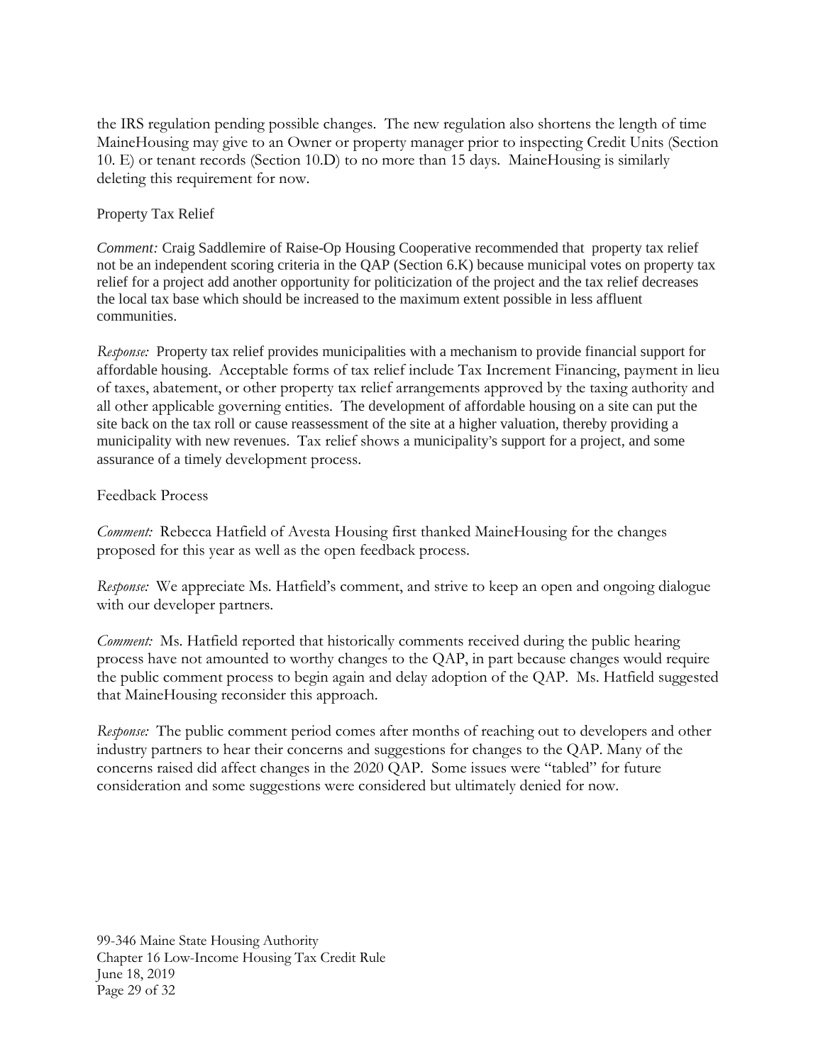the IRS regulation pending possible changes. The new regulation also shortens the length of time MaineHousing may give to an Owner or property manager prior to inspecting Credit Units (Section 10. E) or tenant records (Section 10.D) to no more than 15 days. MaineHousing is similarly deleting this requirement for now.

Property Tax Relief

*Comment:* Craig Saddlemire of Raise-Op Housing Cooperative recommended that property tax relief not be an independent scoring criteria in the QAP (Section 6.K) because municipal votes on property tax relief for a project add another opportunity for politicization of the project and the tax relief decreases the local tax base which should be increased to the maximum extent possible in less affluent communities.

*Response:* Property tax relief provides municipalities with a mechanism to provide financial support for affordable housing. Acceptable forms of tax relief include Tax Increment Financing, payment in lieu of taxes, abatement, or other property tax relief arrangements approved by the taxing authority and all other applicable governing entities. The development of affordable housing on a site can put the site back on the tax roll or cause reassessment of the site at a higher valuation, thereby providing a municipality with new revenues. Tax relief shows a municipality's support for a project, and some assurance of a timely development process.

Feedback Process

*Comment:* Rebecca Hatfield of Avesta Housing first thanked MaineHousing for the changes proposed for this year as well as the open feedback process.

*Response:* We appreciate Ms. Hatfield's comment, and strive to keep an open and ongoing dialogue with our developer partners.

*Comment:* Ms. Hatfield reported that historically comments received during the public hearing process have not amounted to worthy changes to the QAP, in part because changes would require the public comment process to begin again and delay adoption of the QAP. Ms. Hatfield suggested that MaineHousing reconsider this approach.

*Response:* The public comment period comes after months of reaching out to developers and other industry partners to hear their concerns and suggestions for changes to the QAP. Many of the concerns raised did affect changes in the 2020 QAP. Some issues were "tabled" for future consideration and some suggestions were considered but ultimately denied for now.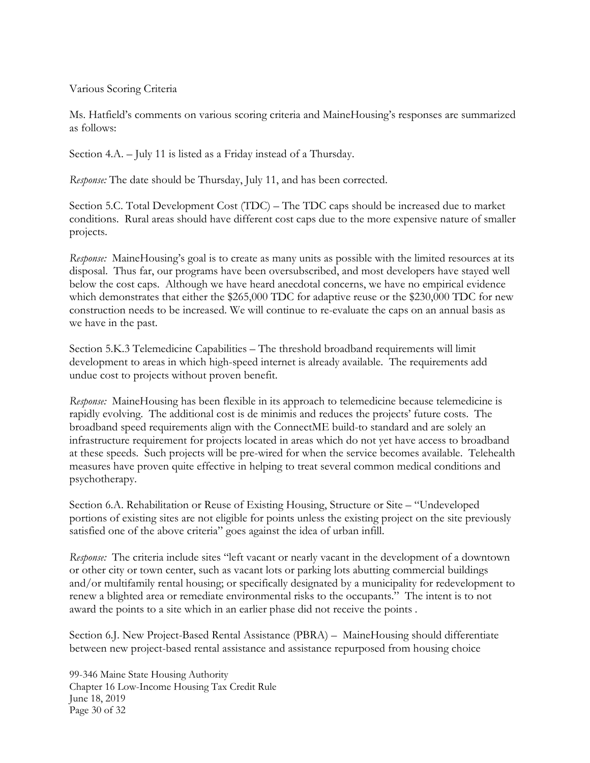Various Scoring Criteria

Ms. Hatfield's comments on various scoring criteria and MaineHousing's responses are summarized as follows:

Section 4.A. – July 11 is listed as a Friday instead of a Thursday.

*Response:* The date should be Thursday, July 11, and has been corrected.

Section 5.C. Total Development Cost (TDC) – The TDC caps should be increased due to market conditions. Rural areas should have different cost caps due to the more expensive nature of smaller projects.

*Response:* MaineHousing's goal is to create as many units as possible with the limited resources at its disposal. Thus far, our programs have been oversubscribed, and most developers have stayed well below the cost caps. Although we have heard anecdotal concerns, we have no empirical evidence which demonstrates that either the $265,000 TDC for adaptive reuse or the $230,000 TDC for new construction needs to be increased. We will continue to re-evaluate the caps on an annual basis as we have in the past.

Section 5.K.3 Telemedicine Capabilities – The threshold broadband requirements will limit development to areas in which high-speed internet is already available. The requirements add undue cost to projects without proven benefit.

*Response:* MaineHousing has been flexible in its approach to telemedicine because telemedicine is rapidly evolving. The additional cost is de minimis and reduces the projects' future costs. The broadband speed requirements align with the ConnectME build-to standard and are solely an infrastructure requirement for projects located in areas which do not yet have access to broadband at these speeds. Such projects will be pre-wired for when the service becomes available. Telehealth measures have proven quite effective in helping to treat several common medical conditions and psychotherapy.

Section 6.A. Rehabilitation or Reuse of Existing Housing, Structure or Site – "Undeveloped portions of existing sites are not eligible for points unless the existing project on the site previously satisfied one of the above criteria" goes against the idea of urban infill.

*Response:* The criteria include sites "left vacant or nearly vacant in the development of a downtown or other city or town center, such as vacant lots or parking lots abutting commercial buildings and/or multifamily rental housing; or specifically designated by a municipality for redevelopment to renew a blighted area or remediate environmental risks to the occupants." The intent is to not award the points to a site which in an earlier phase did not receive the points .

Section 6.J. New Project-Based Rental Assistance (PBRA) – MaineHousing should differentiate between new project-based rental assistance and assistance repurposed from housing choice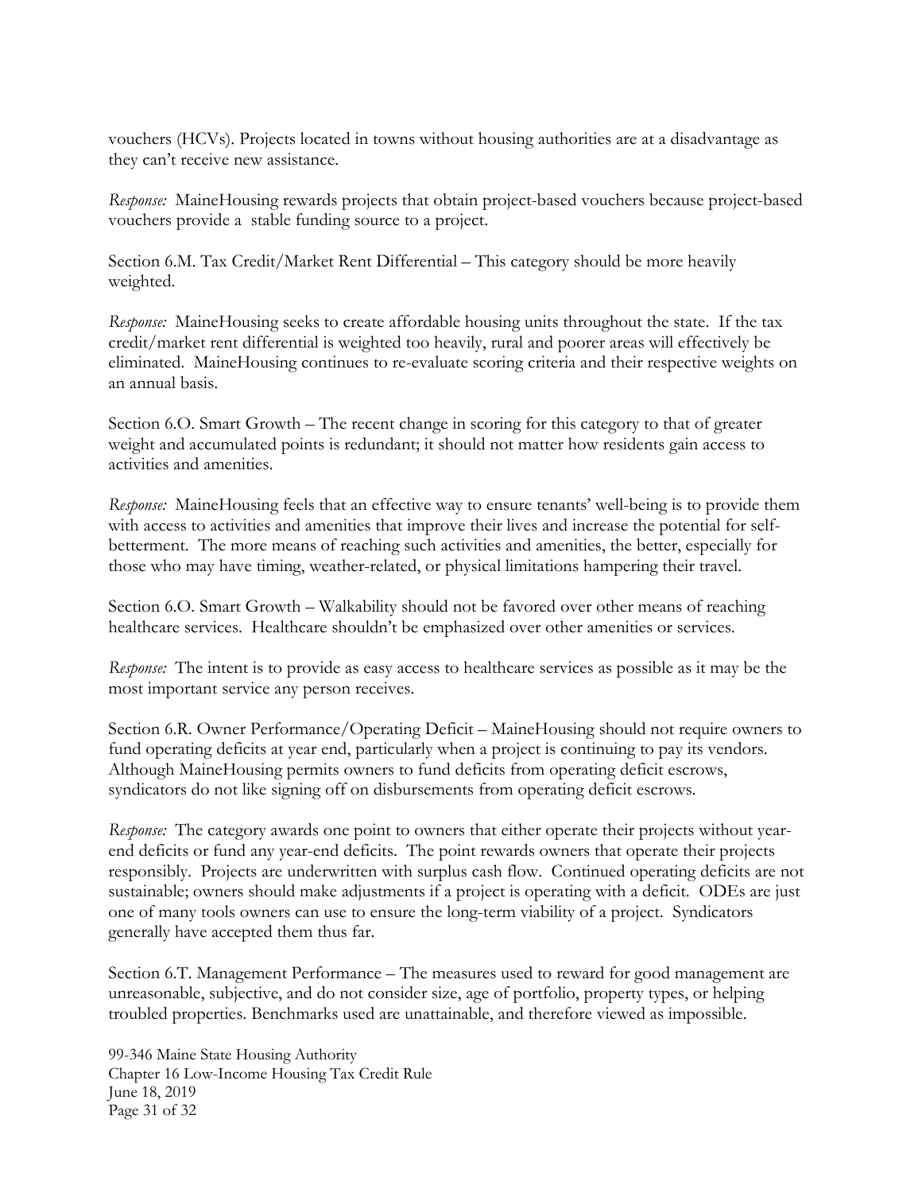vouchers (HCVs). Projects located in towns without housing authorities are at a disadvantage as they can't receive new assistance.

*Response:* MaineHousing rewards projects that obtain project-based vouchers because project-based vouchers provide a stable funding source to a project.

Section 6.M. Tax Credit/Market Rent Differential – This category should be more heavily weighted.

*Response:* MaineHousing seeks to create affordable housing units throughout the state. If the tax credit/market rent differential is weighted too heavily, rural and poorer areas will effectively be eliminated. MaineHousing continues to re-evaluate scoring criteria and their respective weights on an annual basis.

Section 6.O. Smart Growth – The recent change in scoring for this category to that of greater weight and accumulated points is redundant; it should not matter how residents gain access to activities and amenities.

*Response:* MaineHousing feels that an effective way to ensure tenants' well-being is to provide them with access to activities and amenities that improve their lives and increase the potential for self-betterment. The more means of reaching such activities and amenities, the better, especially for those who may have timing, weather-related, or physical limitations hampering their travel.

Section 6.O. Smart Growth – Walkability should not be favored over other means of reaching healthcare services. Healthcare shouldn't be emphasized over other amenities or services.

*Response:* The intent is to provide as easy access to healthcare services as possible as it may be the most important service any person receives.

Section 6.R. Owner Performance/Operating Deficit – MaineHousing should not require owners to fund operating deficits at year end, particularly when a project is continuing to pay its vendors. Although MaineHousing permits owners to fund deficits from operating deficit escrows, syndicators do not like signing off on disbursements from operating deficit escrows.

*Response:* The category awards one point to owners that either operate their projects without year-end deficits or fund any year-end deficits. The point rewards owners that operate their projects responsibly. Projects are underwritten with surplus cash flow. Continued operating deficits are not sustainable; owners should make adjustments if a project is operating with a deficit. ODEs are just one of many tools owners can use to ensure the long-term viability of a project. Syndicators generally have accepted them thus far.

Section 6.T. Management Performance – The measures used to reward for good management are unreasonable, subjective, and do not consider size, age of portfolio, property types, or helping troubled properties. Benchmarks used are unattainable, and therefore viewed as impossible.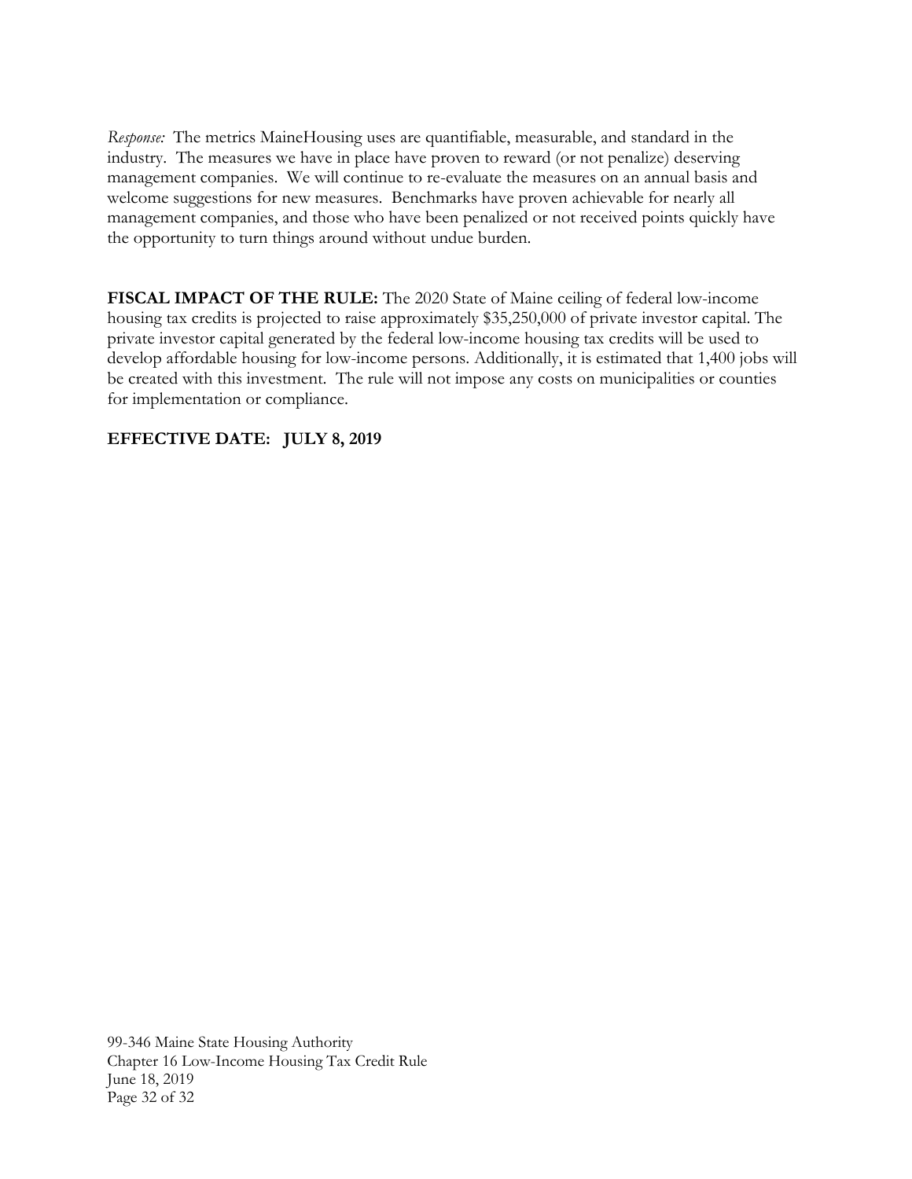*Response:* The metrics MaineHousing uses are quantifiable, measurable, and standard in the industry. The measures we have in place have proven to reward (or not penalize) deserving management companies. We will continue to re-evaluate the measures on an annual basis and welcome suggestions for new measures. Benchmarks have proven achievable for nearly all management companies, and those who have been penalized or not received points quickly have the opportunity to turn things around without undue burden.

**FISCAL IMPACT OF THE RULE:** The 2020 State of Maine ceiling of federal low-income housing tax credits is projected to raise approximately $35,250,000 of private investor capital. The private investor capital generated by the federal low-income housing tax credits will be used to develop affordable housing for low-income persons. Additionally, it is estimated that 1,400 jobs will be created with this investment. The rule will not impose any costs on municipalities or counties for implementation or compliance.

**EFFECTIVE DATE: JULY 8, 2019**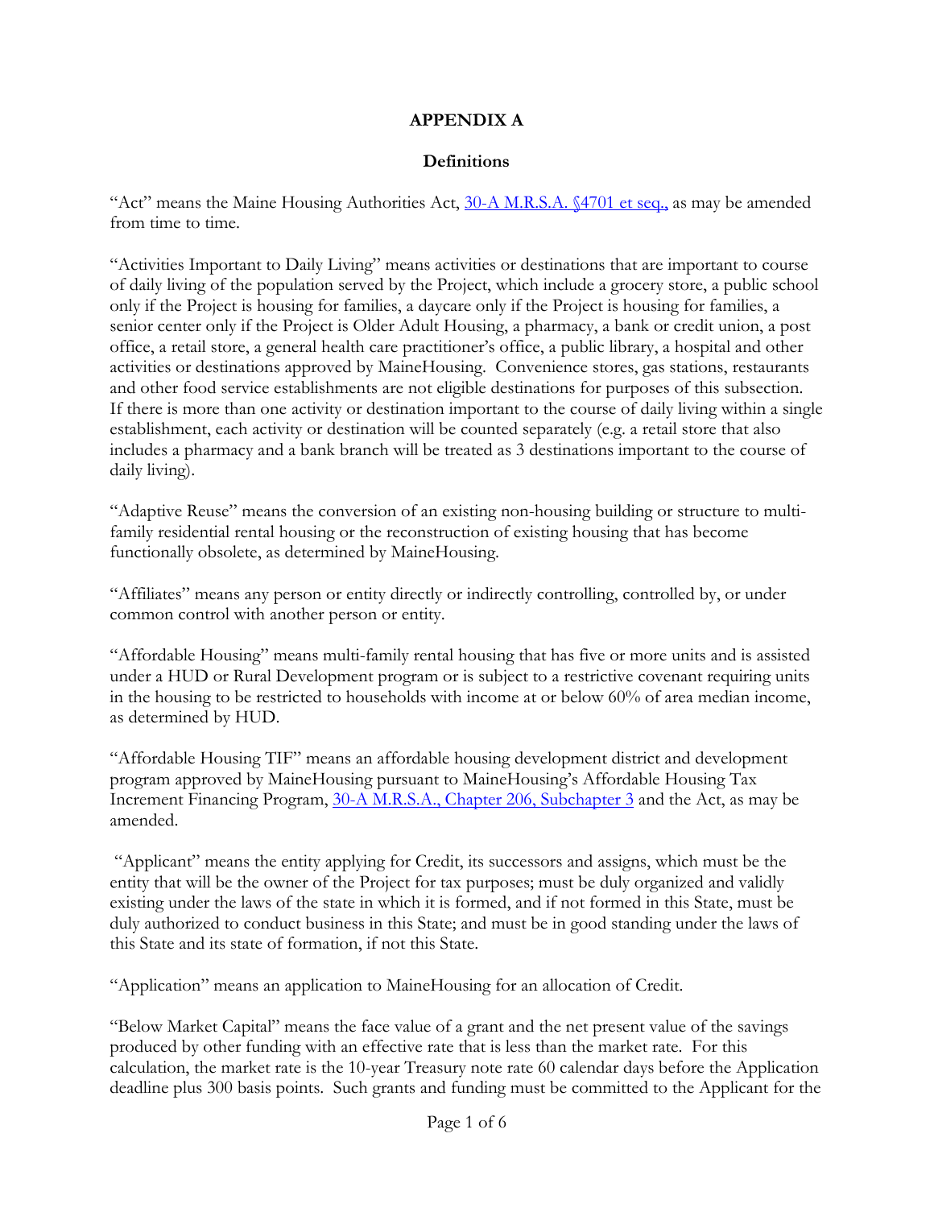# APPENDIX A

## Definitions

"Act" means the Maine Housing Authorities Act, [30-A M.R.S.A. §4701 et seq.,](#) as may be amended from time to time.

"Activities Important to Daily Living" means activities or destinations that are important to course of daily living of the population served by the Project, which include a grocery store, a public school only if the Project is housing for families, a daycare only if the Project is housing for families, a senior center only if the Project is Older Adult Housing, a pharmacy, a bank or credit union, a post office, a retail store, a general health care practitioner's office, a public library, a hospital and other activities or destinations approved by MaineHousing. Convenience stores, gas stations, restaurants and other food service establishments are not eligible destinations for purposes of this subsection. If there is more than one activity or destination important to the course of daily living within a single establishment, each activity or destination will be counted separately (e.g. a retail store that also includes a pharmacy and a bank branch will be treated as 3 destinations important to the course of daily living).

"Adaptive Reuse" means the conversion of an existing non-housing building or structure to multi-family residential rental housing or the reconstruction of existing housing that has become functionally obsolete, as determined by MaineHousing.

"Affiliates" means any person or entity directly or indirectly controlling, controlled by, or under common control with another person or entity.

"Affordable Housing" means multi-family rental housing that has five or more units and is assisted under a HUD or Rural Development program or is subject to a restrictive covenant requiring units in the housing to be restricted to households with income at or below 60% of area median income, as determined by HUD.

"Affordable Housing TIF" means an affordable housing development district and development program approved by MaineHousing pursuant to MaineHousing's Affordable Housing Tax Increment Financing Program, [30-A M.R.S.A., Chapter 206, Subchapter 3](#) and the Act, as may be amended.

"Applicant" means the entity applying for Credit, its successors and assigns, which must be the entity that will be the owner of the Project for tax purposes; must be duly organized and validly existing under the laws of the state in which it is formed, and if not formed in this State, must be duly authorized to conduct business in this State; and must be in good standing under the laws of this State and its state of formation, if not this State.

"Application" means an application to MaineHousing for an allocation of Credit.

"Below Market Capital" means the face value of a grant and the net present value of the savings produced by other funding with an effective rate that is less than the market rate. For this calculation, the market rate is the 10-year Treasury note rate 60 calendar days before the Application deadline plus 300 basis points. Such grants and funding must be committed to the Applicant for the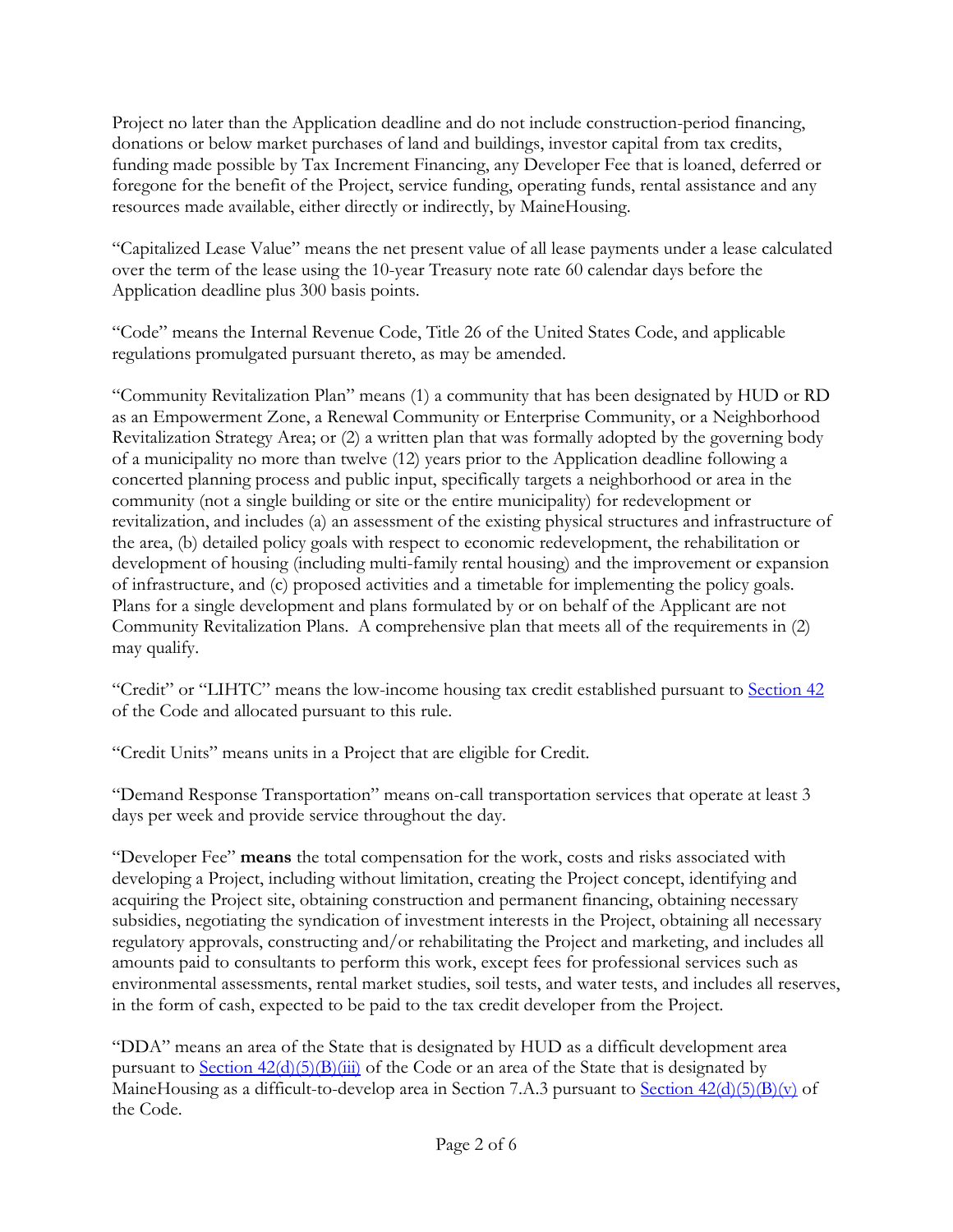Project no later than the Application deadline and do not include construction-period financing, donations or below market purchases of land and buildings, investor capital from tax credits, funding made possible by Tax Increment Financing, any Developer Fee that is loaned, deferred or foregone for the benefit of the Project, service funding, operating funds, rental assistance and any resources made available, either directly or indirectly, by MaineHousing.

"Capitalized Lease Value" means the net present value of all lease payments under a lease calculated over the term of the lease using the 10-year Treasury note rate 60 calendar days before the Application deadline plus 300 basis points.

"Code" means the Internal Revenue Code, Title 26 of the United States Code, and applicable regulations promulgated pursuant thereto, as may be amended.

"Community Revitalization Plan" means (1) a community that has been designated by HUD or RD as an Empowerment Zone, a Renewal Community or Enterprise Community, or a Neighborhood Revitalization Strategy Area; or (2) a written plan that was formally adopted by the governing body of a municipality no more than twelve (12) years prior to the Application deadline following a concerted planning process and public input, specifically targets a neighborhood or area in the community (not a single building or site or the entire municipality) for redevelopment or revitalization, and includes (a) an assessment of the existing physical structures and infrastructure of the area, (b) detailed policy goals with respect to economic redevelopment, the rehabilitation or development of housing (including multi-family rental housing) and the improvement or expansion of infrastructure, and (c) proposed activities and a timetable for implementing the policy goals. Plans for a single development and plans formulated by or on behalf of the Applicant are not Community Revitalization Plans. A comprehensive plan that meets all of the requirements in (2) may qualify.

"Credit" or "LIHTC" means the low-income housing tax credit established pursuant to Section 42 of the Code and allocated pursuant to this rule.

"Credit Units" means units in a Project that are eligible for Credit.

"Demand Response Transportation" means on-call transportation services that operate at least 3 days per week and provide service throughout the day.

"Developer Fee" **means** the total compensation for the work, costs and risks associated with developing a Project, including without limitation, creating the Project concept, identifying and acquiring the Project site, obtaining construction and permanent financing, obtaining necessary subsidies, negotiating the syndication of investment interests in the Project, obtaining all necessary regulatory approvals, constructing and/or rehabilitating the Project and marketing, and includes all amounts paid to consultants to perform this work, except fees for professional services such as environmental assessments, rental market studies, soil tests, and water tests, and includes all reserves, in the form of cash, expected to be paid to the tax credit developer from the Project.

"DDA" means an area of the State that is designated by HUD as a difficult development area pursuant to Section 42(d)(5)(B)(iii) of the Code or an area of the State that is designated by MaineHousing as a difficult-to-develop area in Section 7.A.3 pursuant to Section 42(d)(5)(B)(v) of the Code.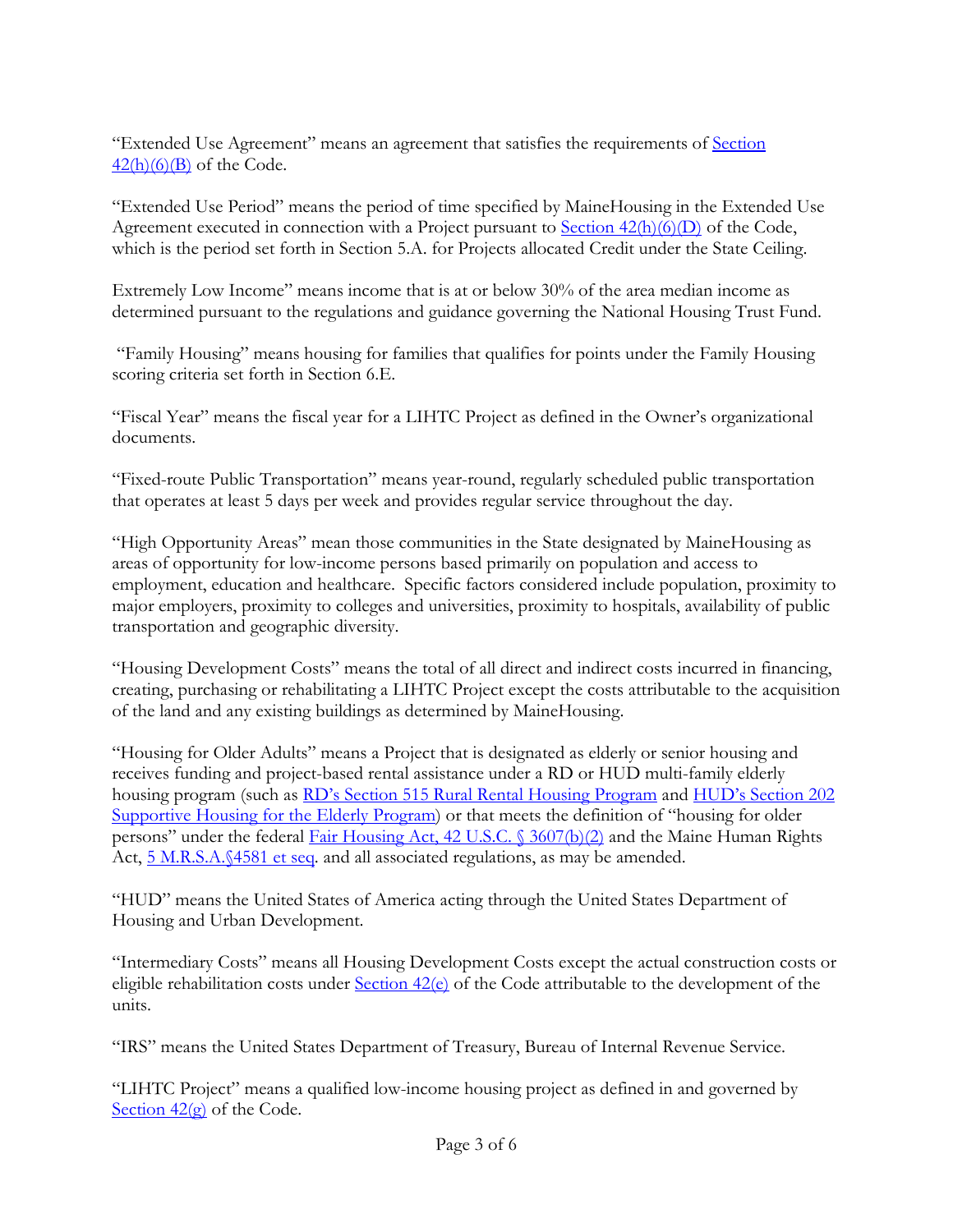"Extended Use Agreement" means an agreement that satisfies the requirements of Section 42(h)(6)(B) of the Code.

"Extended Use Period" means the period of time specified by MaineHousing in the Extended Use Agreement executed in connection with a Project pursuant to Section 42(h)(6)(D) of the Code, which is the period set forth in Section 5.A. for Projects allocated Credit under the State Ceiling.

Extremely Low Income" means income that is at or below 30% of the area median income as determined pursuant to the regulations and guidance governing the National Housing Trust Fund.

"Family Housing" means housing for families that qualifies for points under the Family Housing scoring criteria set forth in Section 6.E.

"Fiscal Year" means the fiscal year for a LIHTC Project as defined in the Owner's organizational documents.

"Fixed-route Public Transportation" means year-round, regularly scheduled public transportation that operates at least 5 days per week and provides regular service throughout the day.

"High Opportunity Areas" mean those communities in the State designated by MaineHousing as areas of opportunity for low-income persons based primarily on population and access to employment, education and healthcare. Specific factors considered include population, proximity to major employers, proximity to colleges and universities, proximity to hospitals, availability of public transportation and geographic diversity.

"Housing Development Costs" means the total of all direct and indirect costs incurred in financing, creating, purchasing or rehabilitating a LIHTC Project except the costs attributable to the acquisition of the land and any existing buildings as determined by MaineHousing.

"Housing for Older Adults" means a Project that is designated as elderly or senior housing and receives funding and project-based rental assistance under a RD or HUD multi-family elderly housing program (such as RD's Section 515 Rural Rental Housing Program and HUD's Section 202 Supportive Housing for the Elderly Program) or that meets the definition of "housing for older persons" under the federal Fair Housing Act, 42 U.S.C. § 3607(b)(2) and the Maine Human Rights Act, 5 M.R.S.A.§4581 et seq. and all associated regulations, as may be amended.

"HUD" means the United States of America acting through the United States Department of Housing and Urban Development.

"Intermediary Costs" means all Housing Development Costs except the actual construction costs or eligible rehabilitation costs under Section 42(e) of the Code attributable to the development of the units.

"IRS" means the United States Department of Treasury, Bureau of Internal Revenue Service.

"LIHTC Project" means a qualified low-income housing project as defined in and governed by Section 42(g) of the Code.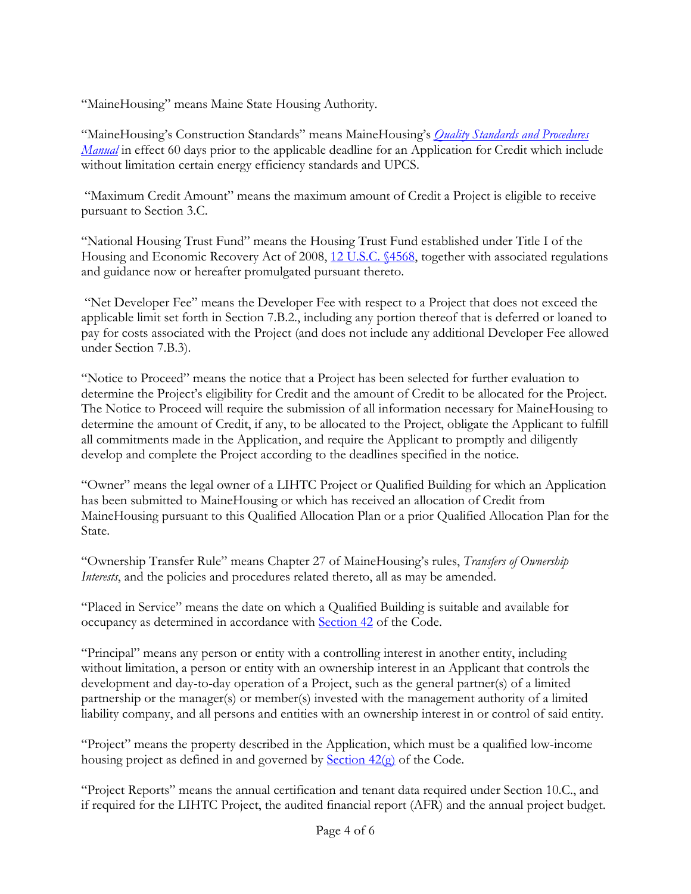"MaineHousing" means Maine State Housing Authority.

"MaineHousing's Construction Standards" means MaineHousing's *Quality Standards and Procedures Manual* in effect 60 days prior to the applicable deadline for an Application for Credit which include without limitation certain energy efficiency standards and UPCS.

"Maximum Credit Amount" means the maximum amount of Credit a Project is eligible to receive pursuant to Section 3.C.

"National Housing Trust Fund" means the Housing Trust Fund established under Title I of the Housing and Economic Recovery Act of 2008, 12 U.S.C. §4568, together with associated regulations and guidance now or hereafter promulgated pursuant thereto.

"Net Developer Fee" means the Developer Fee with respect to a Project that does not exceed the applicable limit set forth in Section 7.B.2., including any portion thereof that is deferred or loaned to pay for costs associated with the Project (and does not include any additional Developer Fee allowed under Section 7.B.3).

"Notice to Proceed" means the notice that a Project has been selected for further evaluation to determine the Project's eligibility for Credit and the amount of Credit to be allocated for the Project. The Notice to Proceed will require the submission of all information necessary for MaineHousing to determine the amount of Credit, if any, to be allocated to the Project, obligate the Applicant to fulfill all commitments made in the Application, and require the Applicant to promptly and diligently develop and complete the Project according to the deadlines specified in the notice.

"Owner" means the legal owner of a LIHTC Project or Qualified Building for which an Application has been submitted to MaineHousing or which has received an allocation of Credit from MaineHousing pursuant to this Qualified Allocation Plan or a prior Qualified Allocation Plan for the State.

"Ownership Transfer Rule" means Chapter 27 of MaineHousing's rules, *Transfers of Ownership Interests*, and the policies and procedures related thereto, all as may be amended.

"Placed in Service" means the date on which a Qualified Building is suitable and available for occupancy as determined in accordance with Section 42 of the Code.

"Principal" means any person or entity with a controlling interest in another entity, including without limitation, a person or entity with an ownership interest in an Applicant that controls the development and day-to-day operation of a Project, such as the general partner(s) of a limited partnership or the manager(s) or member(s) invested with the management authority of a limited liability company, and all persons and entities with an ownership interest in or control of said entity.

"Project" means the property described in the Application, which must be a qualified low-income housing project as defined in and governed by Section 42(g) of the Code.

"Project Reports" means the annual certification and tenant data required under Section 10.C., and if required for the LIHTC Project, the audited financial report (AFR) and the annual project budget.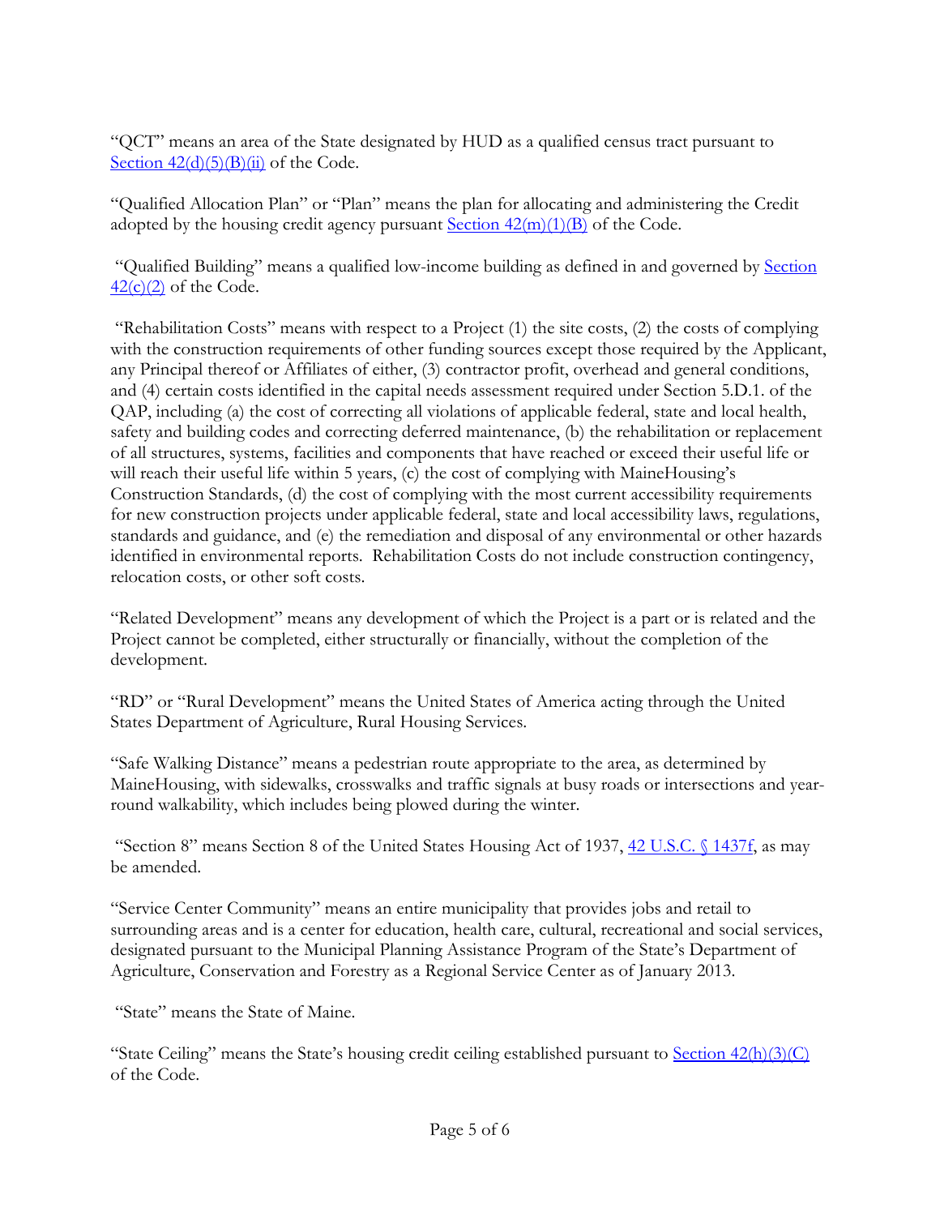"QCT" means an area of the State designated by HUD as a qualified census tract pursuant to [Section 42(d)(5)(B)(ii)]() of the Code.

"Qualified Allocation Plan" or "Plan" means the plan for allocating and administering the Credit adopted by the housing credit agency pursuant [Section 42(m)(1)(B)]() of the Code.

"Qualified Building" means a qualified low-income building as defined in and governed by [Section 42(c)(2)]() of the Code.

"Rehabilitation Costs" means with respect to a Project (1) the site costs, (2) the costs of complying with the construction requirements of other funding sources except those required by the Applicant, any Principal thereof or Affiliates of either, (3) contractor profit, overhead and general conditions, and (4) certain costs identified in the capital needs assessment required under Section 5.D.1. of the QAP, including (a) the cost of correcting all violations of applicable federal, state and local health, safety and building codes and correcting deferred maintenance, (b) the rehabilitation or replacement of all structures, systems, facilities and components that have reached or exceed their useful life or will reach their useful life within 5 years, (c) the cost of complying with MaineHousing's Construction Standards, (d) the cost of complying with the most current accessibility requirements for new construction projects under applicable federal, state and local accessibility laws, regulations, standards and guidance, and (e) the remediation and disposal of any environmental or other hazards identified in environmental reports. Rehabilitation Costs do not include construction contingency, relocation costs, or other soft costs.

"Related Development" means any development of which the Project is a part or is related and the Project cannot be completed, either structurally or financially, without the completion of the development.

"RD" or "Rural Development" means the United States of America acting through the United States Department of Agriculture, Rural Housing Services.

"Safe Walking Distance" means a pedestrian route appropriate to the area, as determined by MaineHousing, with sidewalks, crosswalks and traffic signals at busy roads or intersections and year-round walkability, which includes being plowed during the winter.

"Section 8" means Section 8 of the United States Housing Act of 1937, [42 U.S.C. § 1437f](), as may be amended.

"Service Center Community" means an entire municipality that provides jobs and retail to surrounding areas and is a center for education, health care, cultural, recreational and social services, designated pursuant to the Municipal Planning Assistance Program of the State's Department of Agriculture, Conservation and Forestry as a Regional Service Center as of January 2013.

"State" means the State of Maine.

"State Ceiling" means the State's housing credit ceiling established pursuant to [Section 42(h)(3)(C)]() of the Code.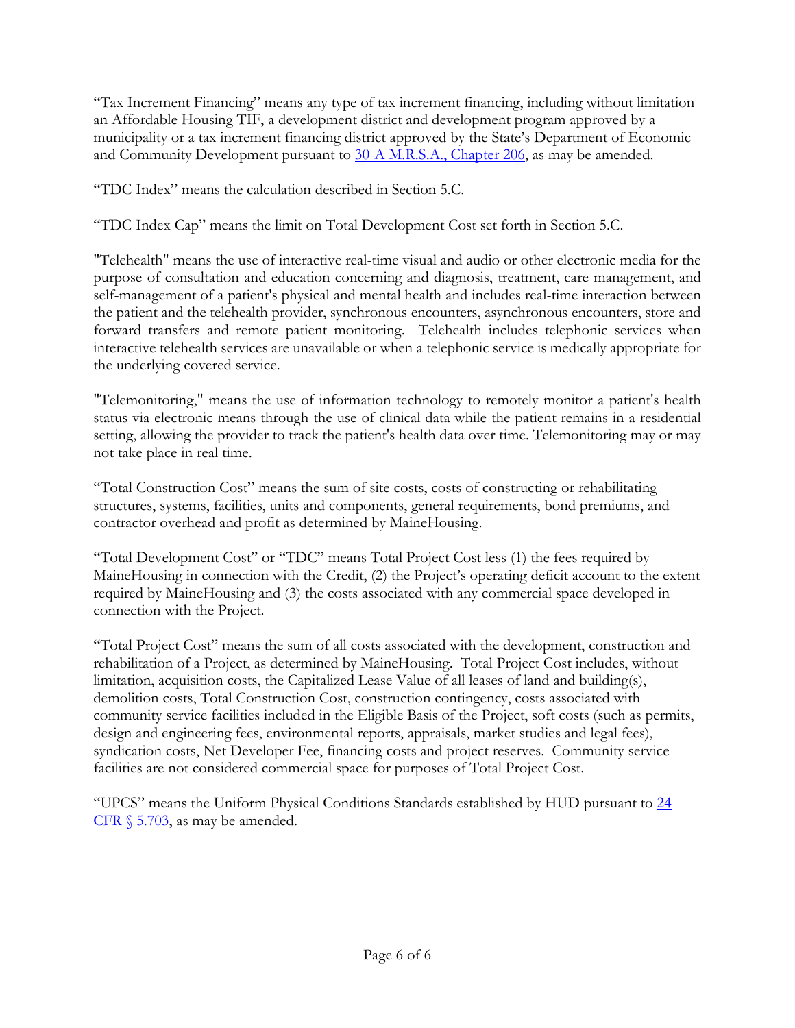"Tax Increment Financing" means any type of tax increment financing, including without limitation an Affordable Housing TIF, a development district and development program approved by a municipality or a tax increment financing district approved by the State's Department of Economic and Community Development pursuant to [30-A M.R.S.A., Chapter 206](), as may be amended.

"TDC Index" means the calculation described in Section 5.C.

"TDC Index Cap" means the limit on Total Development Cost set forth in Section 5.C.

"Telehealth" means the use of interactive real-time visual and audio or other electronic media for the purpose of consultation and education concerning and diagnosis, treatment, care management, and self-management of a patient's physical and mental health and includes real-time interaction between the patient and the telehealth provider, synchronous encounters, asynchronous encounters, store and forward transfers and remote patient monitoring. Telehealth includes telephonic services when interactive telehealth services are unavailable or when a telephonic service is medically appropriate for the underlying covered service.

"Telemonitoring," means the use of information technology to remotely monitor a patient's health status via electronic means through the use of clinical data while the patient remains in a residential setting, allowing the provider to track the patient's health data over time. Telemonitoring may or may not take place in real time.

"Total Construction Cost" means the sum of site costs, costs of constructing or rehabilitating structures, systems, facilities, units and components, general requirements, bond premiums, and contractor overhead and profit as determined by MaineHousing.

"Total Development Cost" or "TDC" means Total Project Cost less (1) the fees required by MaineHousing in connection with the Credit, (2) the Project's operating deficit account to the extent required by MaineHousing and (3) the costs associated with any commercial space developed in connection with the Project.

"Total Project Cost" means the sum of all costs associated with the development, construction and rehabilitation of a Project, as determined by MaineHousing. Total Project Cost includes, without limitation, acquisition costs, the Capitalized Lease Value of all leases of land and building(s), demolition costs, Total Construction Cost, construction contingency, costs associated with community service facilities included in the Eligible Basis of the Project, soft costs (such as permits, design and engineering fees, environmental reports, appraisals, market studies and legal fees), syndication costs, Net Developer Fee, financing costs and project reserves. Community service facilities are not considered commercial space for purposes of Total Project Cost.

"UPCS" means the Uniform Physical Conditions Standards established by HUD pursuant to [24 CFR § 5.703](), as may be amended.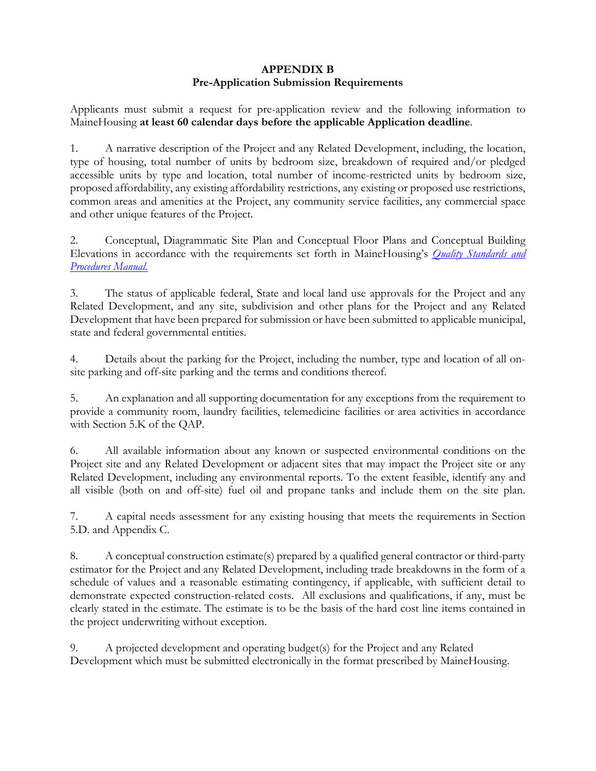# APPENDIX B
## Pre-Application Submission Requirements

Applicants must submit a request for pre-application review and the following information to MaineHousing **at least 60 calendar days before the applicable Application deadline**.

1. A narrative description of the Project and any Related Development, including, the location, type of housing, total number of units by bedroom size, breakdown of required and/or pledged accessible units by type and location, total number of income-restricted units by bedroom size, proposed affordability, any existing affordability restrictions, any existing or proposed use restrictions, common areas and amenities at the Project, any community service facilities, any commercial space and other unique features of the Project.

2. Conceptual, Diagrammatic Site Plan and Conceptual Floor Plans and Conceptual Building Elevations in accordance with the requirements set forth in MaineHousing's *Quality Standards and Procedures Manual.*

3. The status of applicable federal, State and local land use approvals for the Project and any Related Development, and any site, subdivision and other plans for the Project and any Related Development that have been prepared for submission or have been submitted to applicable municipal, state and federal governmental entities.

4. Details about the parking for the Project, including the number, type and location of all on-site parking and off-site parking and the terms and conditions thereof.

5. An explanation and all supporting documentation for any exceptions from the requirement to provide a community room, laundry facilities, telemedicine facilities or area activities in accordance with Section 5.K of the QAP.

6. All available information about any known or suspected environmental conditions on the Project site and any Related Development or adjacent sites that may impact the Project site or any Related Development, including any environmental reports. To the extent feasible, identify any and all visible (both on and off-site) fuel oil and propane tanks and include them on the site plan.

7. A capital needs assessment for any existing housing that meets the requirements in Section 5.D. and Appendix C.

8. A conceptual construction estimate(s) prepared by a qualified general contractor or third-party estimator for the Project and any Related Development, including trade breakdowns in the form of a schedule of values and a reasonable estimating contingency, if applicable, with sufficient detail to demonstrate expected construction-related costs. All exclusions and qualifications, if any, must be clearly stated in the estimate. The estimate is to be the basis of the hard cost line items contained in the project underwriting without exception.

9. A projected development and operating budget(s) for the Project and any Related Development which must be submitted electronically in the format prescribed by MaineHousing.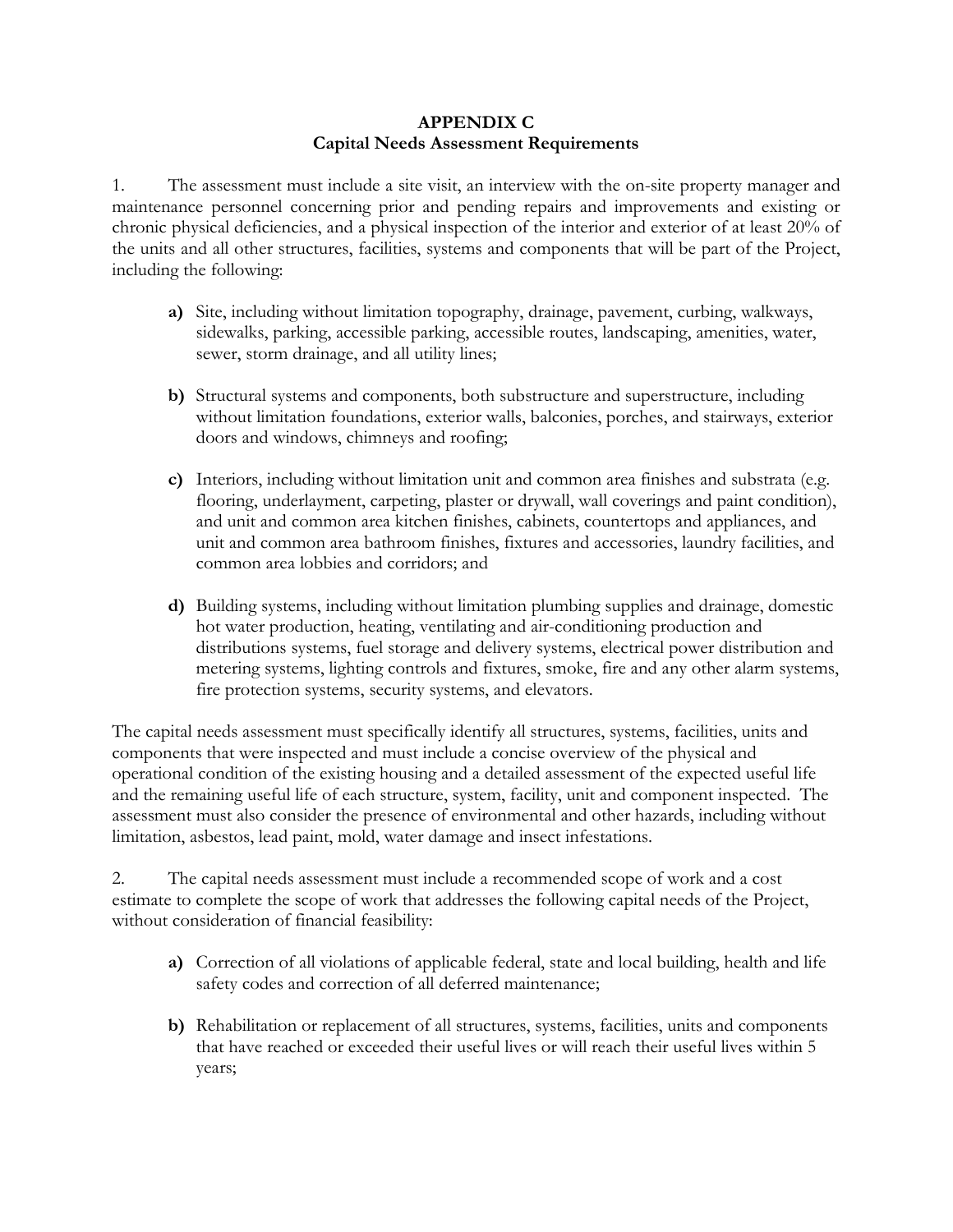# APPENDIX C
## Capital Needs Assessment Requirements

1. The assessment must include a site visit, an interview with the on-site property manager and maintenance personnel concerning prior and pending repairs and improvements and existing or chronic physical deficiencies, and a physical inspection of the interior and exterior of at least 20% of the units and all other structures, facilities, systems and components that will be part of the Project, including the following:

   **a)** Site, including without limitation topography, drainage, pavement, curbing, walkways, sidewalks, parking, accessible parking, accessible routes, landscaping, amenities, water, sewer, storm drainage, and all utility lines;

   **b)** Structural systems and components, both substructure and superstructure, including without limitation foundations, exterior walls, balconies, porches, and stairways, exterior doors and windows, chimneys and roofing;

   **c)** Interiors, including without limitation unit and common area finishes and substrata (e.g. flooring, underlayment, carpeting, plaster or drywall, wall coverings and paint condition), and unit and common area kitchen finishes, cabinets, countertops and appliances, and unit and common area bathroom finishes, fixtures and accessories, laundry facilities, and common area lobbies and corridors; and

   **d)** Building systems, including without limitation plumbing supplies and drainage, domestic hot water production, heating, ventilating and air-conditioning production and distributions systems, fuel storage and delivery systems, electrical power distribution and metering systems, lighting controls and fixtures, smoke, fire and any other alarm systems, fire protection systems, security systems, and elevators.

The capital needs assessment must specifically identify all structures, systems, facilities, units and components that were inspected and must include a concise overview of the physical and operational condition of the existing housing and a detailed assessment of the expected useful life and the remaining useful life of each structure, system, facility, unit and component inspected. The assessment must also consider the presence of environmental and other hazards, including without limitation, asbestos, lead paint, mold, water damage and insect infestations.

2. The capital needs assessment must include a recommended scope of work and a cost estimate to complete the scope of work that addresses the following capital needs of the Project, without consideration of financial feasibility:

   **a)** Correction of all violations of applicable federal, state and local building, health and life safety codes and correction of all deferred maintenance;

   **b)** Rehabilitation or replacement of all structures, systems, facilities, units and components that have reached or exceeded their useful lives or will reach their useful lives within 5 years;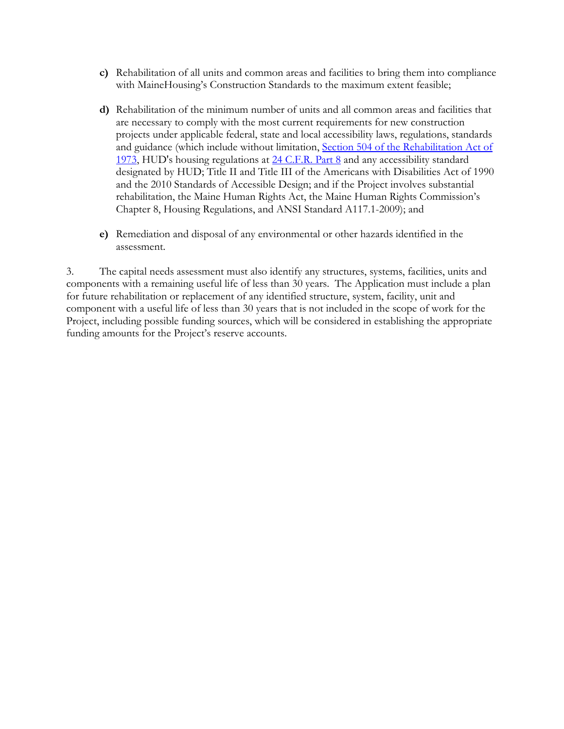**c)** Rehabilitation of all units and common areas and facilities to bring them into compliance with MaineHousing's Construction Standards to the maximum extent feasible;

**d)** Rehabilitation of the minimum number of units and all common areas and facilities that are necessary to comply with the most current requirements for new construction projects under applicable federal, state and local accessibility laws, regulations, standards and guidance (which include without limitation, Section 504 of the Rehabilitation Act of 1973, HUD's housing regulations at 24 C.F.R. Part 8 and any accessibility standard designated by HUD; Title II and Title III of the Americans with Disabilities Act of 1990 and the 2010 Standards of Accessible Design; and if the Project involves substantial rehabilitation, the Maine Human Rights Act, the Maine Human Rights Commission's Chapter 8, Housing Regulations, and ANSI Standard A117.1-2009); and

**e)** Remediation and disposal of any environmental or other hazards identified in the assessment.

3. The capital needs assessment must also identify any structures, systems, facilities, units and components with a remaining useful life of less than 30 years. The Application must include a plan for future rehabilitation or replacement of any identified structure, system, facility, unit and component with a useful life of less than 30 years that is not included in the scope of work for the Project, including possible funding sources, which will be considered in establishing the appropriate funding amounts for the Project's reserve accounts.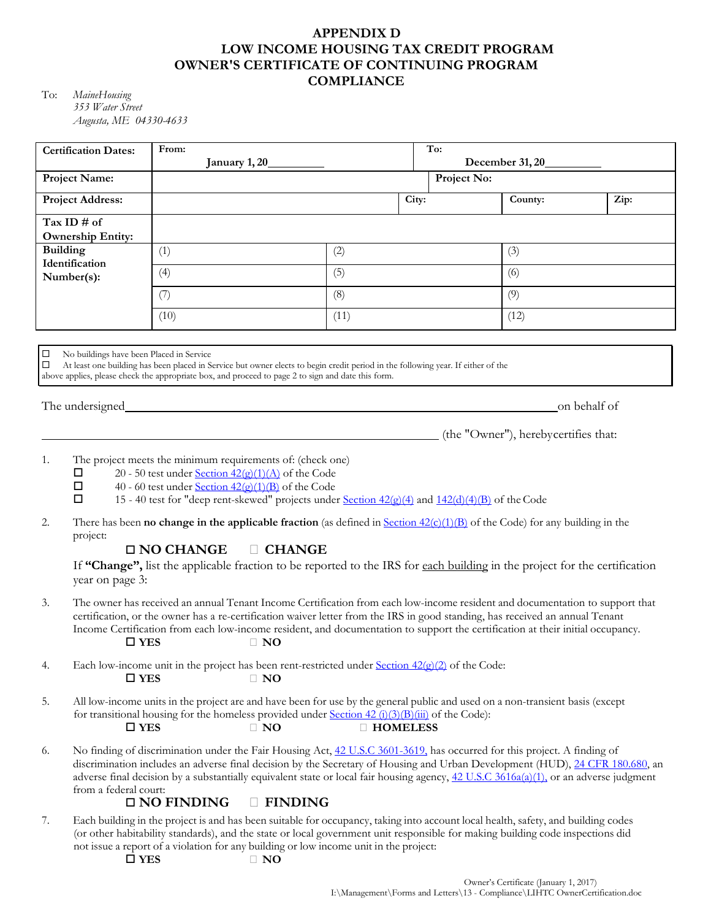# APPENDIX D
# LOW INCOME HOUSING TAX CREDIT PROGRAM
# OWNER'S CERTIFICATE OF CONTINUING PROGRAM COMPLIANCE

To: *MaineHousing*
*353 Water Street*
*Augusta, ME 04330-4633*

| **Certification Dates:** | **From:** January 1, 20_________ | | **To:** December 31, 20_________ | |
|---|---|---|---|---|
| **Project Name:** | | | **Project No:** | |
| **Project Address:** | | **City:** | **County:** | **Zip:** |
| **Tax ID # of Ownership Entity:** | | | | |
| **Building Identification Number(s):** | (1) | (2) | (3) | |
| | (4) | (5) | (6) | |
| | (7) | (8) | (9) | |
| | (10) | (11) | (12) | |

☐ No buildings have been Placed in Service
☐ At least one building has been placed in Service but owner elects to begin credit period in the following year. If either of the above applies, please check the appropriate box, and proceed to page 2 to sign and date this form.

The undersigned ______________________________________________ on behalf of ______________________________________________ (the "Owner"), herebycertifies that:

1. The project meets the minimum requirements of: (check one)
   - ☐ 20 - 50 test under Section 42(g)(1)(A) of the Code
   - ☐ 40 - 60 test under Section 42(g)(1)(B) of the Code
   - ☐ 15 - 40 test for "deep rent-skewed" projects under Section 42(g)(4) and 142(d)(4)(B) of the Code

2. There has been **no change in the applicable fraction** (as defined in Section 42(c)(1)(B) of the Code) for any building in the project:

   **☐ NO CHANGE ☐ CHANGE**

   If **"Change",** list the applicable fraction to be reported to the IRS for each building in the project for the certification year on page 3:

3. The owner has received an annual Tenant Income Certification from each low-income resident and documentation to support that certification, or the owner has a re-certification waiver letter from the IRS in good standing, has received an annual Tenant Income Certification from each low-income resident, and documentation to support the certification at their initial occupancy.

   **☐ YES ☐ NO**

4. Each low-income unit in the project has been rent-restricted under Section 42(g)(2) of the Code:

   **☐ YES ☐ NO**

5. All low-income units in the project are and have been for use by the general public and used on a non-transient basis (except for transitional housing for the homeless provided under Section 42 (i)(3)(B)(iii) of the Code):

   **☐ YES ☐ NO ☐ HOMELESS**

6. No finding of discrimination under the Fair Housing Act, 42 U.S.C 3601-3619, has occurred for this project. A finding of discrimination includes an adverse final decision by the Secretary of Housing and Urban Development (HUD), 24 CFR 180.680, an adverse final decision by a substantially equivalent state or local fair housing agency, 42 U.S.C 3616a(a)(1), or an adverse judgment from a federal court:

   **☐ NO FINDING ☐ FINDING**

7. Each building in the project is and has been suitable for occupancy, taking into account local health, safety, and building codes (or other habitability standards), and the state or local government unit responsible for making building code inspections did not issue a report of a violation for any building or low income unit in the project:

   **☐ YES ☐ NO**

Owner's Certificate (January 1, 2017)
I:\Management\Forms and Letters\13 - Compliance\LIHTC OwnerCertification.doc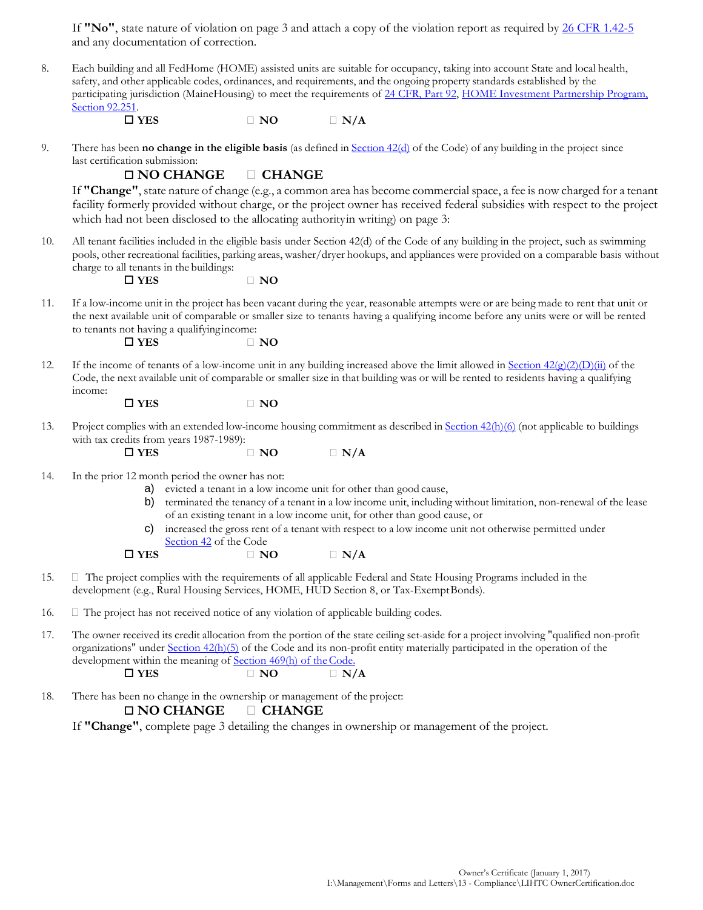If **"No"**, state nature of violation on page 3 and attach a copy of the violation report as required by [26 CFR 1.42-5](#) and any documentation of correction.

8. Each building and all FedHome (HOME) assisted units are suitable for occupancy, taking into account State and local health, safety, and other applicable codes, ordinances, and requirements, and the ongoing property standards established by the participating jurisdiction (MaineHousing) to meet the requirements of 24 CFR, Part 92, HOME Investment Partnership Program, Section 92.251.

   ☐ **YES** ☐ **NO** ☐ **N/A**

9. There has been **no change in the eligible basis** (as defined in Section 42(d) of the Code) of any building in the project since last certification submission:

   ☐ **NO CHANGE** ☐ **CHANGE**

   If **"Change"**, state nature of change (e.g., a common area has become commercial space, a fee is now charged for a tenant facility formerly provided without charge, or the project owner has received federal subsidies with respect to the project which had not been disclosed to the allocating authorityin writing) on page 3:

10. All tenant facilities included in the eligible basis under Section 42(d) of the Code of any building in the project, such as swimming pools, other recreational facilities, parking areas, washer/dryer hookups, and appliances were provided on a comparable basis without charge to all tenants in the buildings:

    ☐ **YES** ☐ **NO**

11. If a low-income unit in the project has been vacant during the year, reasonable attempts were or are being made to rent that unit or the next available unit of comparable or smaller size to tenants having a qualifying income before any units were or will be rented to tenants not having a qualifyingincome:

    ☐ **YES** ☐ **NO**

12. If the income of tenants of a low-income unit in any building increased above the limit allowed in Section 42(g)(2)(D)(ii) of the Code, the next available unit of comparable or smaller size in that building was or will be rented to residents having a qualifying income:

    ☐ **YES** ☐ **NO**

13. Project complies with an extended low-income housing commitment as described in Section 42(h)(6) (not applicable to buildings with tax credits from years 1987-1989):

    ☐ **YES** ☐ **NO** ☐ **N/A**

14. In the prior 12 month period the owner has not:
    a) evicted a tenant in a low income unit for other than good cause,
    b) terminated the tenancy of a tenant in a low income unit, including without limitation, non-renewal of the lease of an existing tenant in a low income unit, for other than good cause, or
    c) increased the gross rent of a tenant with respect to a low income unit not otherwise permitted under Section 42 of the Code

    ☐ **YES** ☐ **NO** ☐ **N/A**

15. ☐ The project complies with the requirements of all applicable Federal and State Housing Programs included in the development (e.g., Rural Housing Services, HOME, HUD Section 8, or Tax-ExemptBonds).

16. ☐ The project has not received notice of any violation of applicable building codes.

17. The owner received its credit allocation from the portion of the state ceiling set-aside for a project involving "qualified non-profit organizations" under Section 42(h)(5) of the Code and its non-profit entity materially participated in the operation of the development within the meaning of Section 469(h) of the Code.

    ☐ **YES** ☐ **NO** ☐ **N/A**

18. There has been no change in the ownership or management of the project:

    ☐ **NO CHANGE** ☐ **CHANGE**

    If **"Change"**, complete page 3 detailing the changes in ownership or management of the project.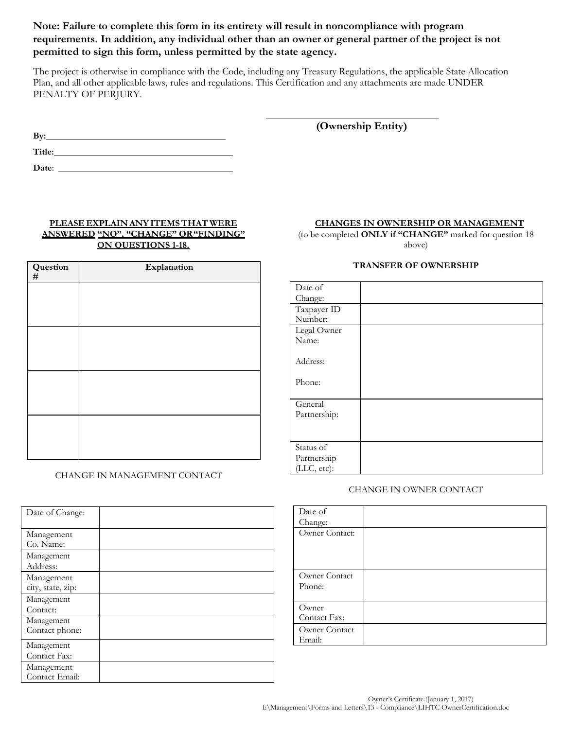**Note: Failure to complete this form in its entirety will result in noncompliance with program requirements. In addition, any individual other than an owner or general partner of the project is not permitted to sign this form, unless permitted by the state agency.**

The project is otherwise in compliance with the Code, including any Treasury Regulations, the applicable State Allocation Plan, and all other applicable laws, rules and regulations. This Certification and any attachments are made UNDER PENALTY OF PERJURY.

\_\_\_\_\_\_\_\_\_\_\_\_\_\_\_\_\_\_\_\_\_\_\_\_\_\_\_\_\_\_\_\_\_\_\_\_\_\_
**(Ownership Entity)**

**By:** \_\_\_\_\_\_\_\_\_\_\_\_\_\_\_\_\_\_\_\_\_\_\_\_\_\_\_\_\_\_\_\_\_\_\_\_\_\_

**Title:** \_\_\_\_\_\_\_\_\_\_\_\_\_\_\_\_\_\_\_\_\_\_\_\_\_\_\_\_\_\_\_\_\_\_\_\_\_\_

**Date**: \_\_\_\_\_\_\_\_\_\_\_\_\_\_\_\_\_\_\_\_\_\_\_\_\_\_\_\_\_\_\_\_\_\_\_\_\_\_

**PLEASE EXPLAIN ANY ITEMS THAT WERE ANSWERED "NO", "CHANGE" OR "FINDING" ON QUESTIONS 1-18.**

| Question # | Explanation |
|---|---|
| | |
| | |
| | |
| | |

CHANGE IN MANAGEMENT CONTACT

| | |
|---|---|
| Date of Change: | |
| Management Co. Name: | |
| Management Address: | |
| Management city, state, zip: | |
| Management Contact: | |
| Management Contact phone: | |
| Management Contact Fax: | |
| Management Contact Email: | |

**CHANGES IN OWNERSHIP OR MANAGEMENT**

(to be completed **ONLY if "CHANGE"** marked for question 18 above)

**TRANSFER OF OWNERSHIP**

| | |
|---|---|
| Date of Change: | |
| Taxpayer ID Number: | |
| Legal Owner Name:<br><br>Address:<br><br>Phone: | |
| General Partnership: | |
| Status of Partnership (LLC, etc): | |

CHANGE IN OWNER CONTACT

| | |
|---|---|
| Date of Change: | |
| Owner Contact: | |
| Owner Contact Phone: | |
| Owner Contact Fax: | |
| Owner Contact Email: | |

Owner's Certificate (January 1, 2017)
I:\Management\Forms and Letters\13 - Compliance\LIHTC OwnerCertification.doc